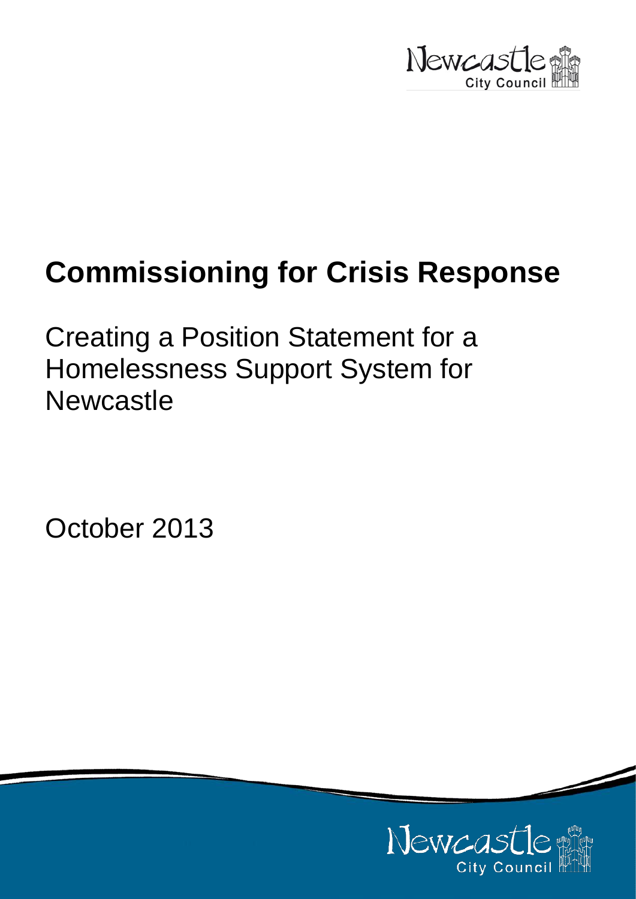# Commissioning for Crisis Response

## Creating a Position Statement for a Homelessness Support System for Newcastle

October 2013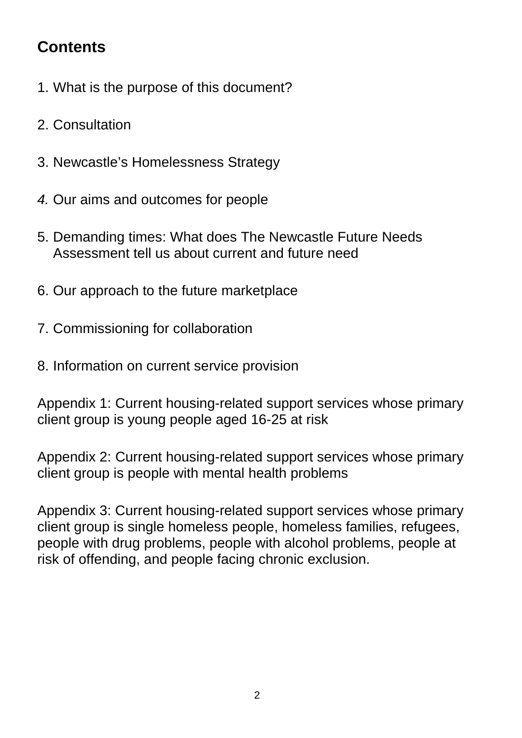## Contents

1. What is the purpose of this document?

2. Consultation

3. Newcastle's Homelessness Strategy

*4.* Our aims and outcomes for people

5. Demanding times: What does The Newcastle Future Needs Assessment tell us about current and future need

6. Our approach to the future marketplace

7. Commissioning for collaboration

8. Information on current service provision

Appendix 1: Current housing-related support services whose primary client group is young people aged 16-25 at risk

Appendix 2: Current housing-related support services whose primary client group is people with mental health problems

Appendix 3: Current housing-related support services whose primary client group is single homeless people, homeless families, refugees, people with drug problems, people with alcohol problems, people at risk of offending, and people facing chronic exclusion.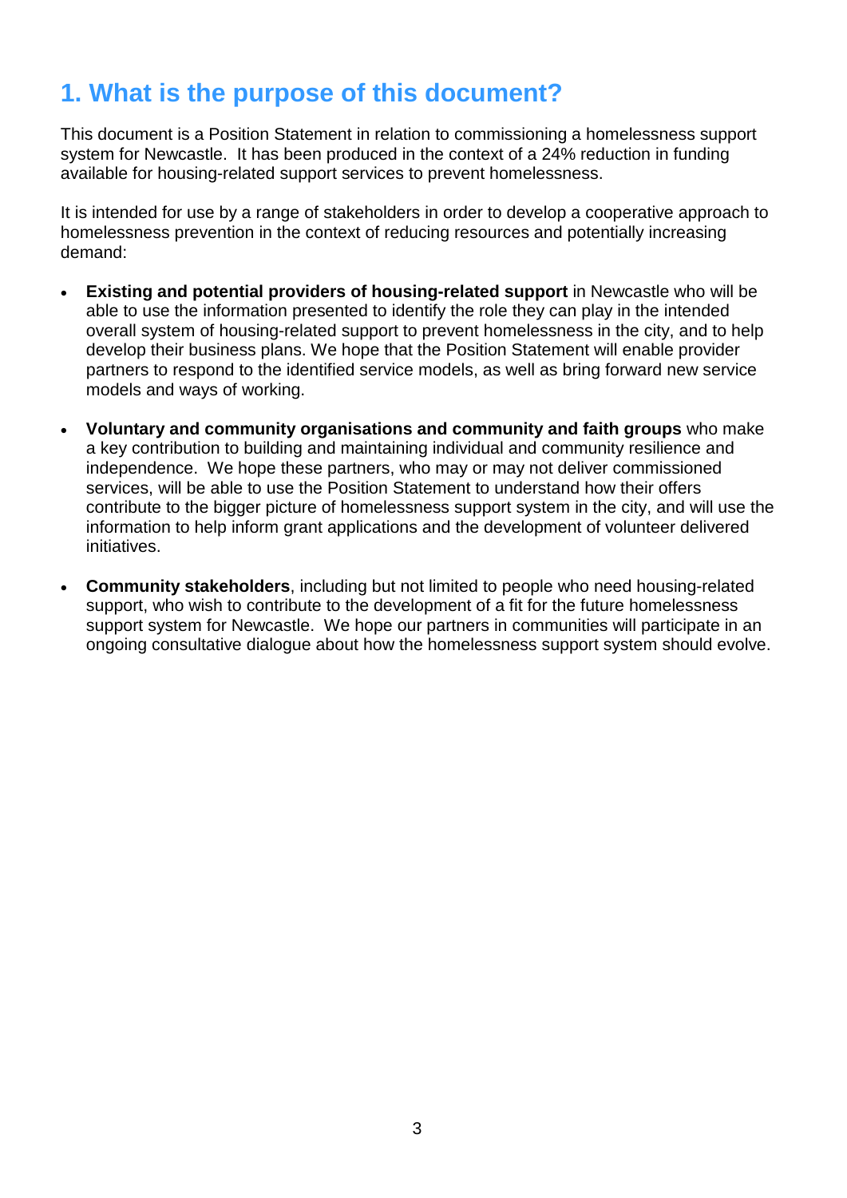## 1. What is the purpose of this document?

This document is a Position Statement in relation to commissioning a homelessness support system for Newcastle. It has been produced in the context of a 24% reduction in funding available for housing-related support services to prevent homelessness.

It is intended for use by a range of stakeholders in order to develop a cooperative approach to homelessness prevention in the context of reducing resources and potentially increasing demand:

- **Existing and potential providers of housing-related support** in Newcastle who will be able to use the information presented to identify the role they can play in the intended overall system of housing-related support to prevent homelessness in the city, and to help develop their business plans. We hope that the Position Statement will enable provider partners to respond to the identified service models, as well as bring forward new service models and ways of working.

- **Voluntary and community organisations and community and faith groups** who make a key contribution to building and maintaining individual and community resilience and independence. We hope these partners, who may or may not deliver commissioned services, will be able to use the Position Statement to understand how their offers contribute to the bigger picture of homelessness support system in the city, and will use the information to help inform grant applications and the development of volunteer delivered initiatives.

- **Community stakeholders**, including but not limited to people who need housing-related support, who wish to contribute to the development of a fit for the future homelessness support system for Newcastle. We hope our partners in communities will participate in an ongoing consultative dialogue about how the homelessness support system should evolve.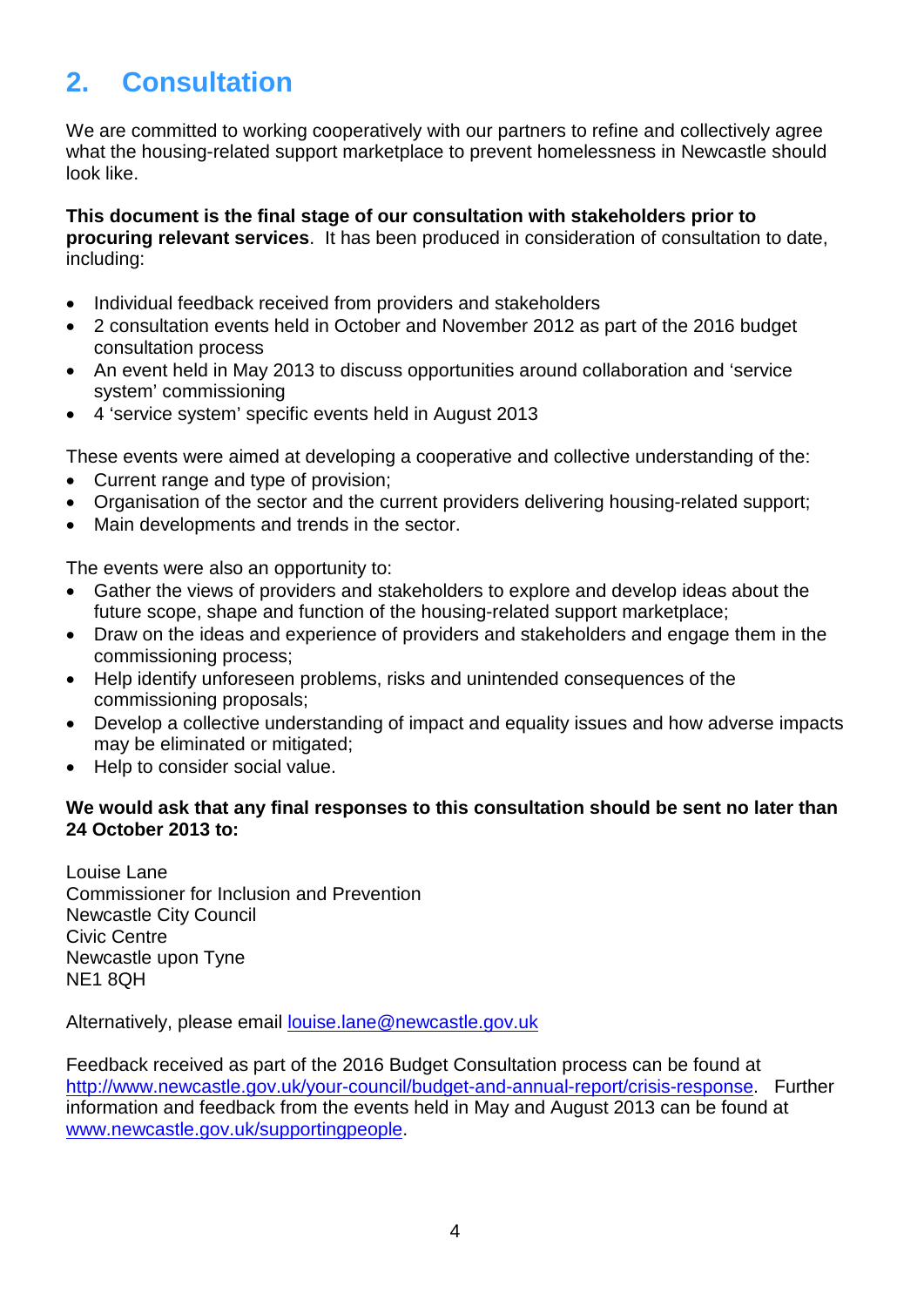## 2. Consultation

We are committed to working cooperatively with our partners to refine and collectively agree what the housing-related support marketplace to prevent homelessness in Newcastle should look like.

**This document is the final stage of our consultation with stakeholders prior to procuring relevant services**. It has been produced in consideration of consultation to date, including:

- Individual feedback received from providers and stakeholders
- 2 consultation events held in October and November 2012 as part of the 2016 budget consultation process
- An event held in May 2013 to discuss opportunities around collaboration and 'service system' commissioning
- 4 'service system' specific events held in August 2013

These events were aimed at developing a cooperative and collective understanding of the:

- Current range and type of provision;
- Organisation of the sector and the current providers delivering housing-related support;
- Main developments and trends in the sector.

The events were also an opportunity to:

- Gather the views of providers and stakeholders to explore and develop ideas about the future scope, shape and function of the housing-related support marketplace;
- Draw on the ideas and experience of providers and stakeholders and engage them in the commissioning process;
- Help identify unforeseen problems, risks and unintended consequences of the commissioning proposals;
- Develop a collective understanding of impact and equality issues and how adverse impacts may be eliminated or mitigated;
- Help to consider social value.

**We would ask that any final responses to this consultation should be sent no later than 24 October 2013 to:**

Louise Lane
Commissioner for Inclusion and Prevention
Newcastle City Council
Civic Centre
Newcastle upon Tyne
NE1 8QH

Alternatively, please email louise.lane@newcastle.gov.uk

Feedback received as part of the 2016 Budget Consultation process can be found at http://www.newcastle.gov.uk/your-council/budget-and-annual-report/crisis-response. Further information and feedback from the events held in May and August 2013 can be found at www.newcastle.gov.uk/supportingpeople.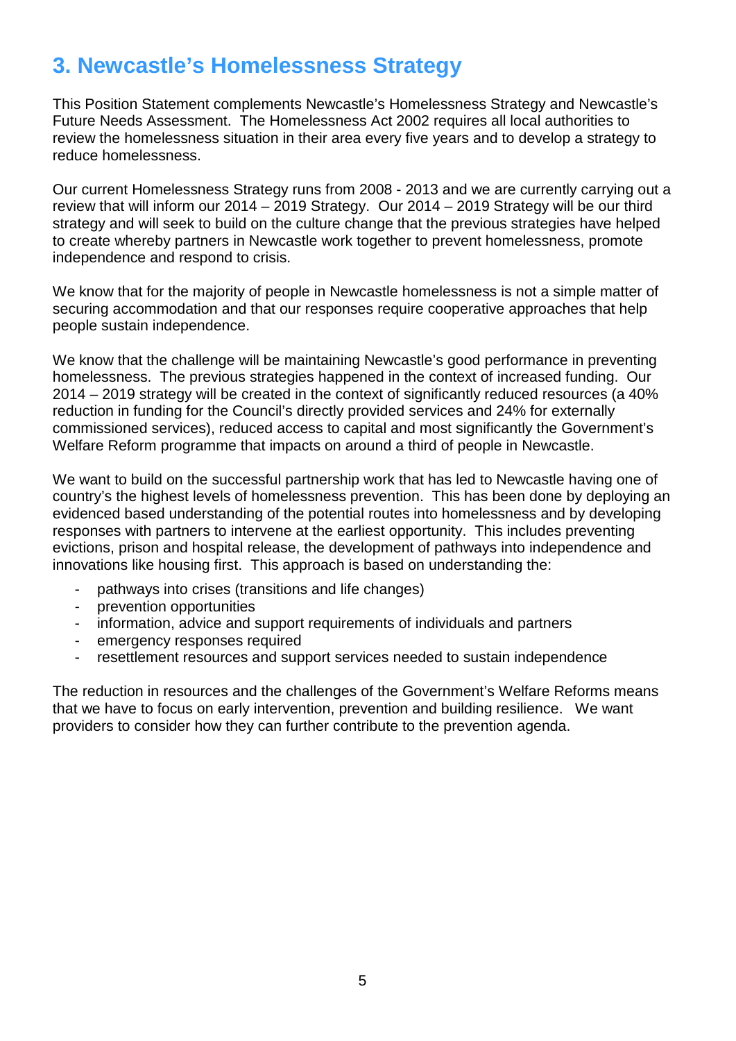# 3. Newcastle's Homelessness Strategy

This Position Statement complements Newcastle's Homelessness Strategy and Newcastle's Future Needs Assessment. The Homelessness Act 2002 requires all local authorities to review the homelessness situation in their area every five years and to develop a strategy to reduce homelessness.

Our current Homelessness Strategy runs from 2008 - 2013 and we are currently carrying out a review that will inform our 2014 – 2019 Strategy. Our 2014 – 2019 Strategy will be our third strategy and will seek to build on the culture change that the previous strategies have helped to create whereby partners in Newcastle work together to prevent homelessness, promote independence and respond to crisis.

We know that for the majority of people in Newcastle homelessness is not a simple matter of securing accommodation and that our responses require cooperative approaches that help people sustain independence.

We know that the challenge will be maintaining Newcastle's good performance in preventing homelessness. The previous strategies happened in the context of increased funding. Our 2014 – 2019 strategy will be created in the context of significantly reduced resources (a 40% reduction in funding for the Council's directly provided services and 24% for externally commissioned services), reduced access to capital and most significantly the Government's Welfare Reform programme that impacts on around a third of people in Newcastle.

We want to build on the successful partnership work that has led to Newcastle having one of country's the highest levels of homelessness prevention. This has been done by deploying an evidenced based understanding of the potential routes into homelessness and by developing responses with partners to intervene at the earliest opportunity. This includes preventing evictions, prison and hospital release, the development of pathways into independence and innovations like housing first. This approach is based on understanding the:

- pathways into crises (transitions and life changes)
- prevention opportunities
- information, advice and support requirements of individuals and partners
- emergency responses required
- resettlement resources and support services needed to sustain independence

The reduction in resources and the challenges of the Government's Welfare Reforms means that we have to focus on early intervention, prevention and building resilience. We want providers to consider how they can further contribute to the prevention agenda.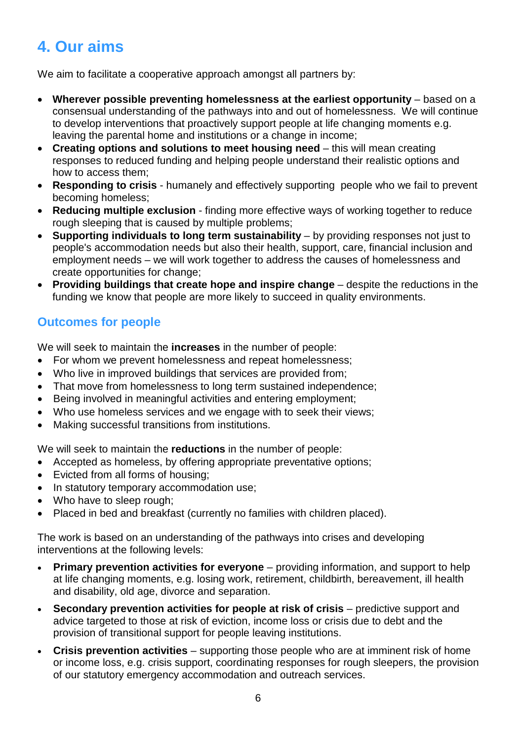## 4. Our aims

We aim to facilitate a cooperative approach amongst all partners by:

- **Wherever possible preventing homelessness at the earliest opportunity** – based on a consensual understanding of the pathways into and out of homelessness. We will continue to develop interventions that proactively support people at life changing moments e.g. leaving the parental home and institutions or a change in income;
- **Creating options and solutions to meet housing need** – this will mean creating responses to reduced funding and helping people understand their realistic options and how to access them;
- **Responding to crisis** - humanely and effectively supporting people who we fail to prevent becoming homeless;
- **Reducing multiple exclusion** - finding more effective ways of working together to reduce rough sleeping that is caused by multiple problems;
- **Supporting individuals to long term sustainability** – by providing responses not just to people's accommodation needs but also their health, support, care, financial inclusion and employment needs – we will work together to address the causes of homelessness and create opportunities for change;
- **Providing buildings that create hope and inspire change** – despite the reductions in the funding we know that people are more likely to succeed in quality environments.

### Outcomes for people

We will seek to maintain the **increases** in the number of people:

- For whom we prevent homelessness and repeat homelessness;
- Who live in improved buildings that services are provided from;
- That move from homelessness to long term sustained independence;
- Being involved in meaningful activities and entering employment;
- Who use homeless services and we engage with to seek their views;
- Making successful transitions from institutions.

We will seek to maintain the **reductions** in the number of people:

- Accepted as homeless, by offering appropriate preventative options;
- Evicted from all forms of housing;
- In statutory temporary accommodation use;
- Who have to sleep rough;
- Placed in bed and breakfast (currently no families with children placed).

The work is based on an understanding of the pathways into crises and developing interventions at the following levels:

- **Primary prevention activities for everyone** – providing information, and support to help at life changing moments, e.g. losing work, retirement, childbirth, bereavement, ill health and disability, old age, divorce and separation.
- **Secondary prevention activities for people at risk of crisis** – predictive support and advice targeted to those at risk of eviction, income loss or crisis due to debt and the provision of transitional support for people leaving institutions.
- **Crisis prevention activities** – supporting those people who are at imminent risk of home or income loss, e.g. crisis support, coordinating responses for rough sleepers, the provision of our statutory emergency accommodation and outreach services.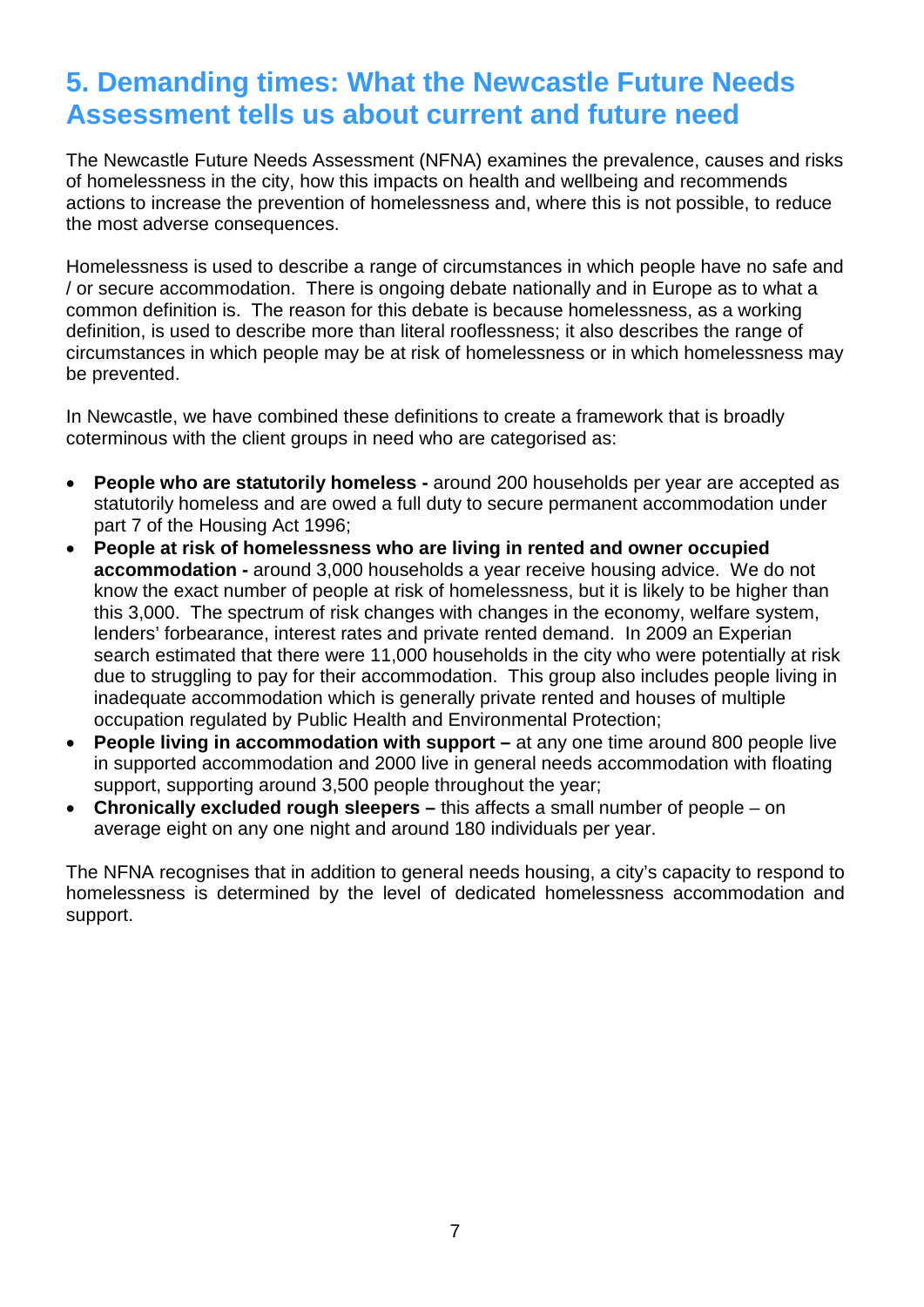## 5. Demanding times: What the Newcastle Future Needs Assessment tells us about current and future need

The Newcastle Future Needs Assessment (NFNA) examines the prevalence, causes and risks of homelessness in the city, how this impacts on health and wellbeing and recommends actions to increase the prevention of homelessness and, where this is not possible, to reduce the most adverse consequences.

Homelessness is used to describe a range of circumstances in which people have no safe and / or secure accommodation. There is ongoing debate nationally and in Europe as to what a common definition is. The reason for this debate is because homelessness, as a working definition, is used to describe more than literal rooflessness; it also describes the range of circumstances in which people may be at risk of homelessness or in which homelessness may be prevented.

In Newcastle, we have combined these definitions to create a framework that is broadly coterminous with the client groups in need who are categorised as:

- **People who are statutorily homeless -** around 200 households per year are accepted as statutorily homeless and are owed a full duty to secure permanent accommodation under part 7 of the Housing Act 1996;
- **People at risk of homelessness who are living in rented and owner occupied accommodation -** around 3,000 households a year receive housing advice. We do not know the exact number of people at risk of homelessness, but it is likely to be higher than this 3,000. The spectrum of risk changes with changes in the economy, welfare system, lenders' forbearance, interest rates and private rented demand. In 2009 an Experian search estimated that there were 11,000 households in the city who were potentially at risk due to struggling to pay for their accommodation. This group also includes people living in inadequate accommodation which is generally private rented and houses of multiple occupation regulated by Public Health and Environmental Protection;
- **People living in accommodation with support –** at any one time around 800 people live in supported accommodation and 2000 live in general needs accommodation with floating support, supporting around 3,500 people throughout the year;
- **Chronically excluded rough sleepers –** this affects a small number of people – on average eight on any one night and around 180 individuals per year.

The NFNA recognises that in addition to general needs housing, a city's capacity to respond to homelessness is determined by the level of dedicated homelessness accommodation and support.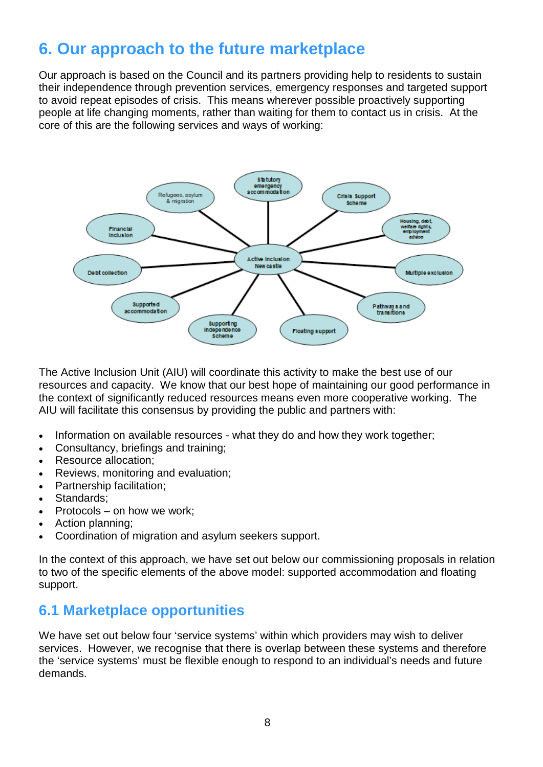# 6. Our approach to the future marketplace

Our approach is based on the Council and its partners providing help to residents to sustain their independence through prevention services, emergency responses and targeted support to avoid repeat episodes of crisis. This means wherever possible proactively supporting people at life changing moments, rather than waiting for them to contact us in crisis. At the core of this are the following services and ways of working:

The Active Inclusion Unit (AIU) will coordinate this activity to make the best use of our resources and capacity. We know that our best hope of maintaining our good performance in the context of significantly reduced resources means even more cooperative working. The AIU will facilitate this consensus by providing the public and partners with:

- Information on available resources - what they do and how they work together;
- Consultancy, briefings and training;
- Resource allocation;
- Reviews, monitoring and evaluation;
- Partnership facilitation;
- Standards;
- Protocols – on how we work;
- Action planning;
- Coordination of migration and asylum seekers support.

In the context of this approach, we have set out below our commissioning proposals in relation to two of the specific elements of the above model: supported accommodation and floating support.

## 6.1 Marketplace opportunities

We have set out below four 'service systems' within which providers may wish to deliver services. However, we recognise that there is overlap between these systems and therefore the 'service systems' must be flexible enough to respond to an individual's needs and future demands.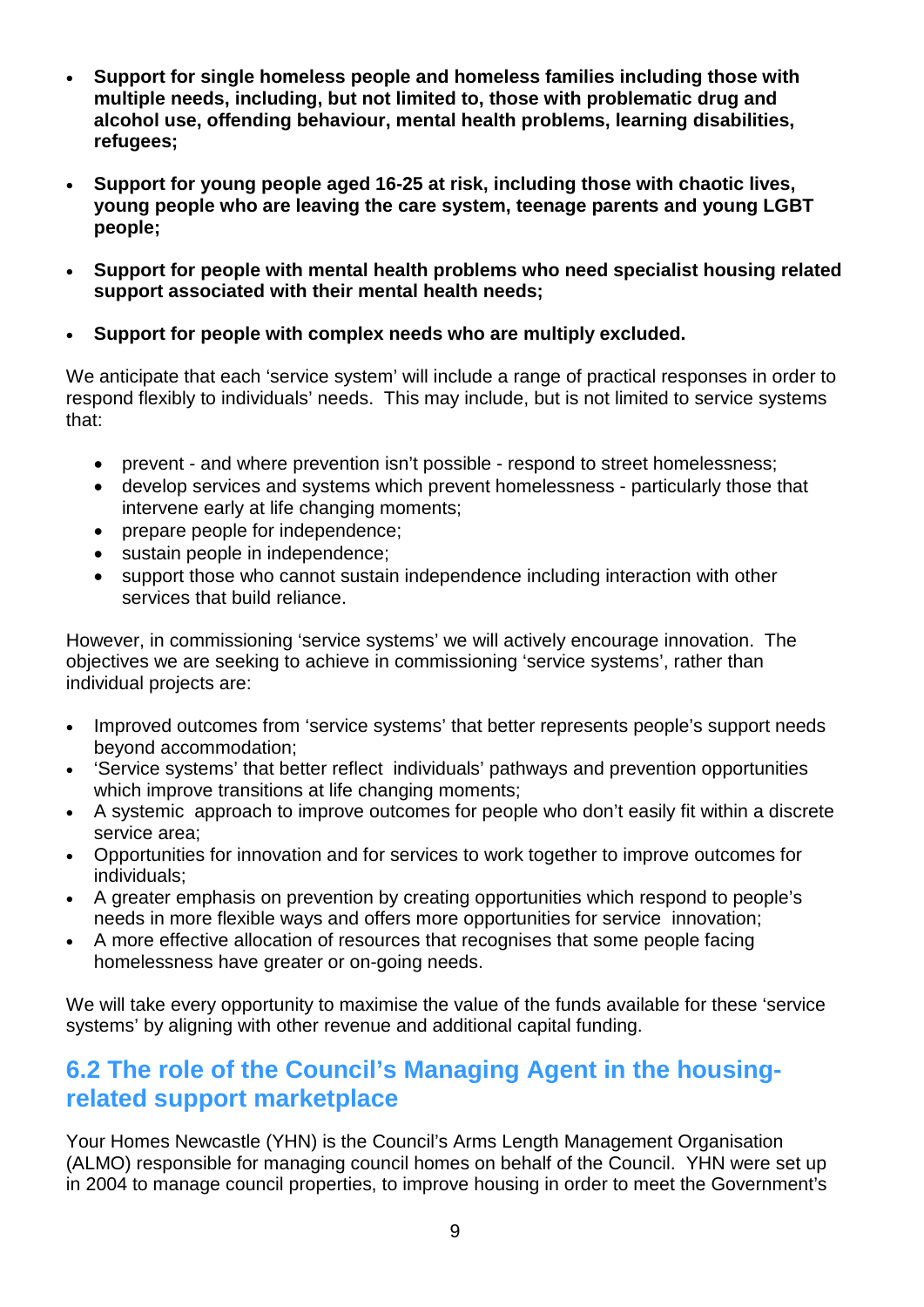- **Support for single homeless people and homeless families including those with multiple needs, including, but not limited to, those with problematic drug and alcohol use, offending behaviour, mental health problems, learning disabilities, refugees;**

- **Support for young people aged 16-25 at risk, including those with chaotic lives, young people who are leaving the care system, teenage parents and young LGBT people;**

- **Support for people with mental health problems who need specialist housing related support associated with their mental health needs;**

- **Support for people with complex needs who are multiply excluded.**

We anticipate that each 'service system' will include a range of practical responses in order to respond flexibly to individuals' needs. This may include, but is not limited to service systems that:

- prevent - and where prevention isn't possible - respond to street homelessness;
- develop services and systems which prevent homelessness - particularly those that intervene early at life changing moments;
- prepare people for independence;
- sustain people in independence;
- support those who cannot sustain independence including interaction with other services that build reliance.

However, in commissioning 'service systems' we will actively encourage innovation. The objectives we are seeking to achieve in commissioning 'service systems', rather than individual projects are:

- Improved outcomes from 'service systems' that better represents people's support needs beyond accommodation;
- 'Service systems' that better reflect individuals' pathways and prevention opportunities which improve transitions at life changing moments;
- A systemic approach to improve outcomes for people who don't easily fit within a discrete service area;
- Opportunities for innovation and for services to work together to improve outcomes for individuals;
- A greater emphasis on prevention by creating opportunities which respond to people's needs in more flexible ways and offers more opportunities for service innovation;
- A more effective allocation of resources that recognises that some people facing homelessness have greater or on-going needs.

We will take every opportunity to maximise the value of the funds available for these 'service systems' by aligning with other revenue and additional capital funding.

## 6.2 The role of the Council's Managing Agent in the housing-related support marketplace

Your Homes Newcastle (YHN) is the Council's Arms Length Management Organisation (ALMO) responsible for managing council homes on behalf of the Council. YHN were set up in 2004 to manage council properties, to improve housing in order to meet the Government's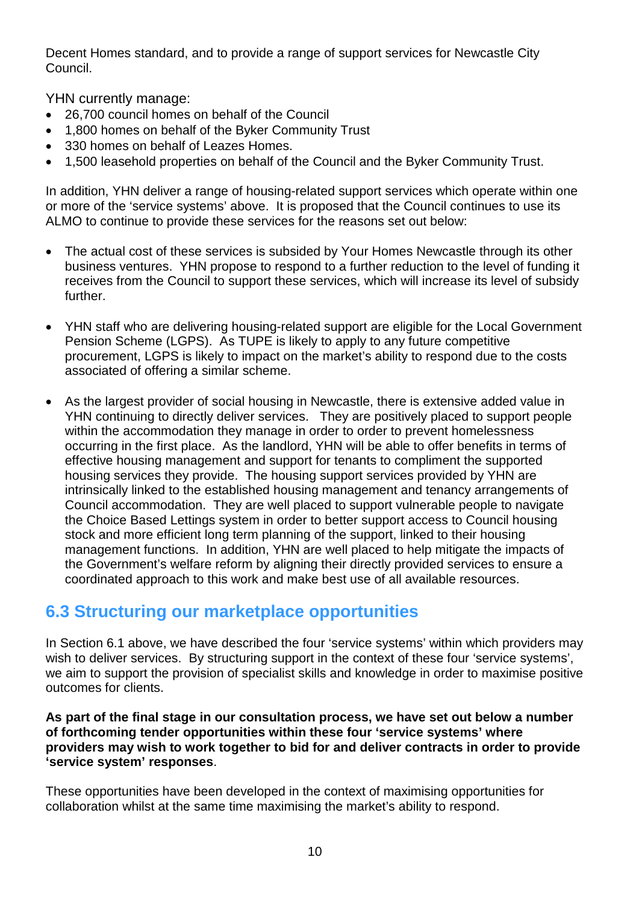Decent Homes standard, and to provide a range of support services for Newcastle City Council.

YHN currently manage:

- 26,700 council homes on behalf of the Council
- 1,800 homes on behalf of the Byker Community Trust
- 330 homes on behalf of Leazes Homes.
- 1,500 leasehold properties on behalf of the Council and the Byker Community Trust.

In addition, YHN deliver a range of housing-related support services which operate within one or more of the 'service systems' above. It is proposed that the Council continues to use its ALMO to continue to provide these services for the reasons set out below:

- The actual cost of these services is subsided by Your Homes Newcastle through its other business ventures. YHN propose to respond to a further reduction to the level of funding it receives from the Council to support these services, which will increase its level of subsidy further.

- YHN staff who are delivering housing-related support are eligible for the Local Government Pension Scheme (LGPS). As TUPE is likely to apply to any future competitive procurement, LGPS is likely to impact on the market's ability to respond due to the costs associated of offering a similar scheme.

- As the largest provider of social housing in Newcastle, there is extensive added value in YHN continuing to directly deliver services. They are positively placed to support people within the accommodation they manage in order to order to prevent homelessness occurring in the first place. As the landlord, YHN will be able to offer benefits in terms of effective housing management and support for tenants to compliment the supported housing services they provide. The housing support services provided by YHN are intrinsically linked to the established housing management and tenancy arrangements of Council accommodation. They are well placed to support vulnerable people to navigate the Choice Based Lettings system in order to better support access to Council housing stock and more efficient long term planning of the support, linked to their housing management functions. In addition, YHN are well placed to help mitigate the impacts of the Government's welfare reform by aligning their directly provided services to ensure a coordinated approach to this work and make best use of all available resources.

## 6.3 Structuring our marketplace opportunities

In Section 6.1 above, we have described the four 'service systems' within which providers may wish to deliver services. By structuring support in the context of these four 'service systems', we aim to support the provision of specialist skills and knowledge in order to maximise positive outcomes for clients.

**As part of the final stage in our consultation process, we have set out below a number of forthcoming tender opportunities within these four 'service systems' where providers may wish to work together to bid for and deliver contracts in order to provide 'service system' responses**.

These opportunities have been developed in the context of maximising opportunities for collaboration whilst at the same time maximising the market's ability to respond.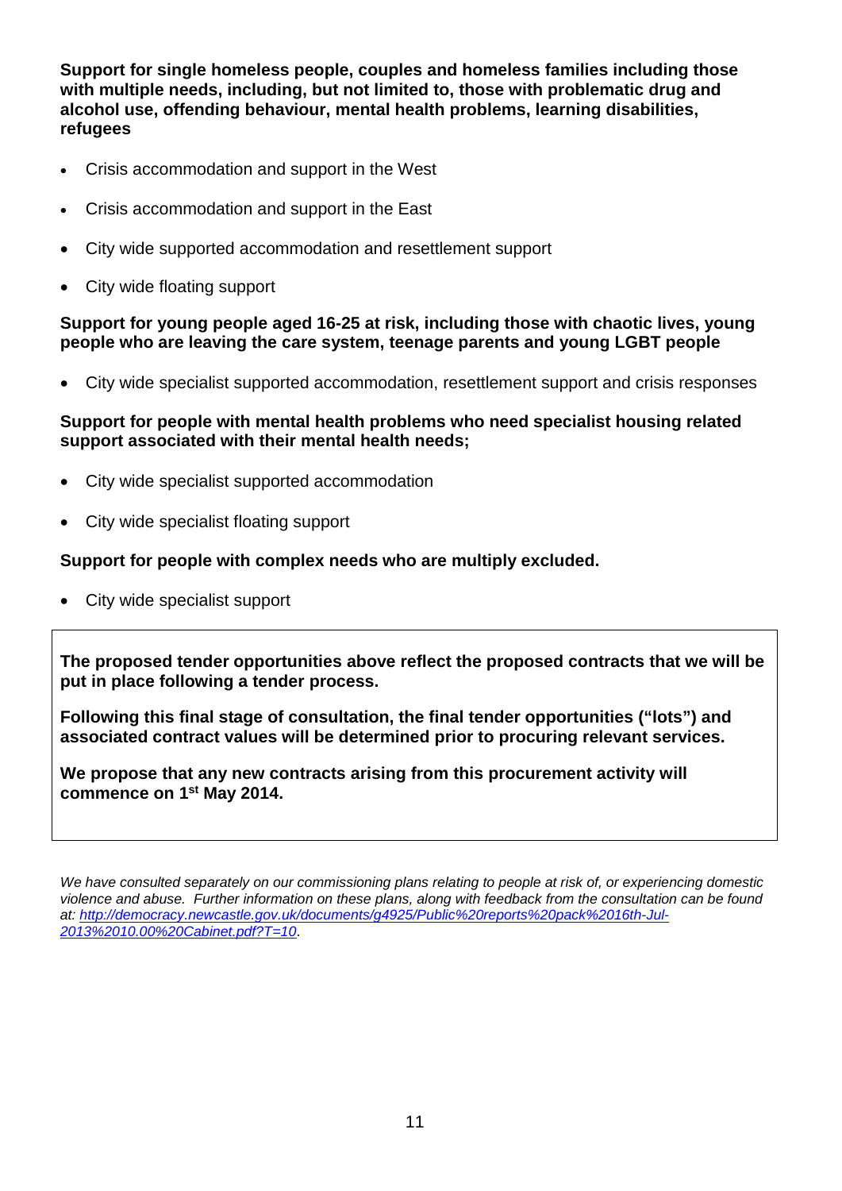**Support for single homeless people, couples and homeless families including those with multiple needs, including, but not limited to, those with problematic drug and alcohol use, offending behaviour, mental health problems, learning disabilities, refugees**

- Crisis accommodation and support in the West
- Crisis accommodation and support in the East
- City wide supported accommodation and resettlement support
- City wide floating support

**Support for young people aged 16-25 at risk, including those with chaotic lives, young people who are leaving the care system, teenage parents and young LGBT people**

- City wide specialist supported accommodation, resettlement support and crisis responses

**Support for people with mental health problems who need specialist housing related support associated with their mental health needs;**

- City wide specialist supported accommodation
- City wide specialist floating support

**Support for people with complex needs who are multiply excluded.**

- City wide specialist support

**The proposed tender opportunities above reflect the proposed contracts that we will be put in place following a tender process.**

**Following this final stage of consultation, the final tender opportunities ("lots") and associated contract values will be determined prior to procuring relevant services.**

**We propose that any new contracts arising from this procurement activity will commence on 1st May 2014.**

*We have consulted separately on our commissioning plans relating to people at risk of, or experiencing domestic violence and abuse. Further information on these plans, along with feedback from the consultation can be found at: [http://democracy.newcastle.gov.uk/documents/g4925/Public%20reports%20pack%2016th-Jul-2013%2010.00%20Cabinet.pdf?T=10](http://democracy.newcastle.gov.uk/documents/g4925/Public%20reports%20pack%2016th-Jul-2013%2010.00%20Cabinet.pdf?T=10).*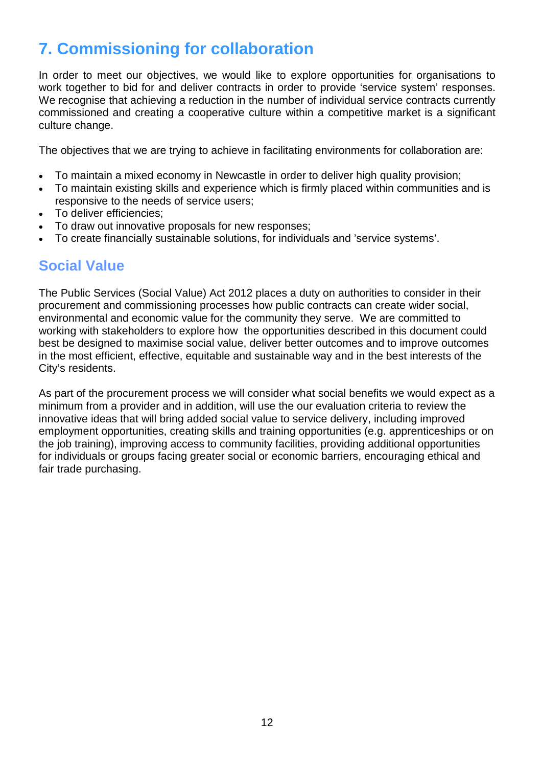# 7. Commissioning for collaboration

In order to meet our objectives, we would like to explore opportunities for organisations to work together to bid for and deliver contracts in order to provide 'service system' responses. We recognise that achieving a reduction in the number of individual service contracts currently commissioned and creating a cooperative culture within a competitive market is a significant culture change.

The objectives that we are trying to achieve in facilitating environments for collaboration are:

- To maintain a mixed economy in Newcastle in order to deliver high quality provision;
- To maintain existing skills and experience which is firmly placed within communities and is responsive to the needs of service users;
- To deliver efficiencies;
- To draw out innovative proposals for new responses;
- To create financially sustainable solutions, for individuals and 'service systems'.

## Social Value

The Public Services (Social Value) Act 2012 places a duty on authorities to consider in their procurement and commissioning processes how public contracts can create wider social, environmental and economic value for the community they serve. We are committed to working with stakeholders to explore how the opportunities described in this document could best be designed to maximise social value, deliver better outcomes and to improve outcomes in the most efficient, effective, equitable and sustainable way and in the best interests of the City's residents.

As part of the procurement process we will consider what social benefits we would expect as a minimum from a provider and in addition, will use the our evaluation criteria to review the innovative ideas that will bring added social value to service delivery, including improved employment opportunities, creating skills and training opportunities (e.g. apprenticeships or on the job training), improving access to community facilities, providing additional opportunities for individuals or groups facing greater social or economic barriers, encouraging ethical and fair trade purchasing.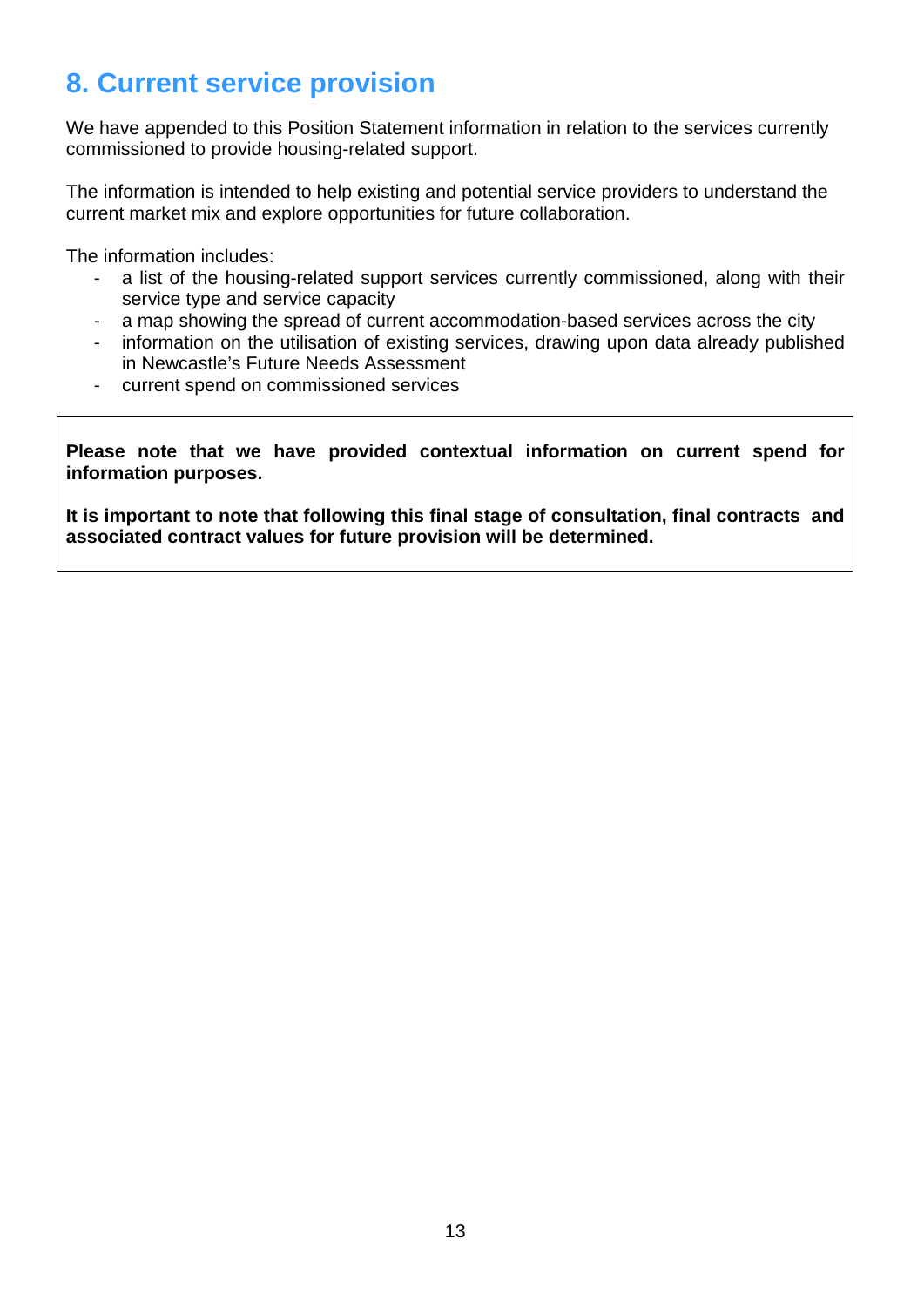## 8. Current service provision

We have appended to this Position Statement information in relation to the services currently commissioned to provide housing-related support.

The information is intended to help existing and potential service providers to understand the current market mix and explore opportunities for future collaboration.

The information includes:

- a list of the housing-related support services currently commissioned, along with their service type and service capacity
- a map showing the spread of current accommodation-based services across the city
- information on the utilisation of existing services, drawing upon data already published in Newcastle's Future Needs Assessment
- current spend on commissioned services

**Please note that we have provided contextual information on current spend for information purposes.**

**It is important to note that following this final stage of consultation, final contracts and associated contract values for future provision will be determined.**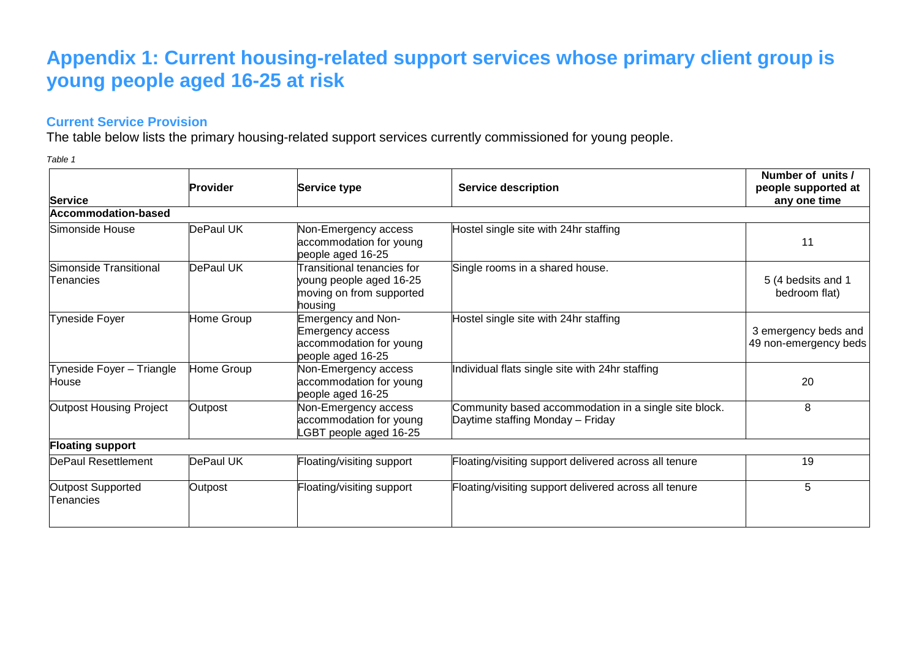# Appendix 1: Current housing-related support services whose primary client group is young people aged 16-25 at risk

### Current Service Provision

The table below lists the primary housing-related support services currently commissioned for young people.

*Table 1*

| Service | Provider | Service type | Service description | Number of units / people supported at any one time |
|---|---|---|---|---|
| **Accommodation-based** | | | | |
| Simonside House | DePaul UK | Non-Emergency access accommodation for young people aged 16-25 | Hostel single site with 24hr staffing | 11 |
| Simonside Transitional Tenancies | DePaul UK | Transitional tenancies for young people aged 16-25 moving on from supported housing | Single rooms in a shared house. | 5 (4 bedsits and 1 bedroom flat) |
| Tyneside Foyer | Home Group | Emergency and Non-Emergency access accommodation for young people aged 16-25 | Hostel single site with 24hr staffing | 3 emergency beds and 49 non-emergency beds |
| Tyneside Foyer – Triangle House | Home Group | Non-Emergency access accommodation for young people aged 16-25 | Individual flats single site with 24hr staffing | 20 |
| Outpost Housing Project | Outpost | Non-Emergency access accommodation for young LGBT people aged 16-25 | Community based accommodation in a single site block. Daytime staffing Monday – Friday | 8 |
| **Floating support** | | | | |
| DePaul Resettlement | DePaul UK | Floating/visiting support | Floating/visiting support delivered across all tenure | 19 |
| Outpost Supported Tenancies | Outpost | Floating/visiting support | Floating/visiting support delivered across all tenure | 5 |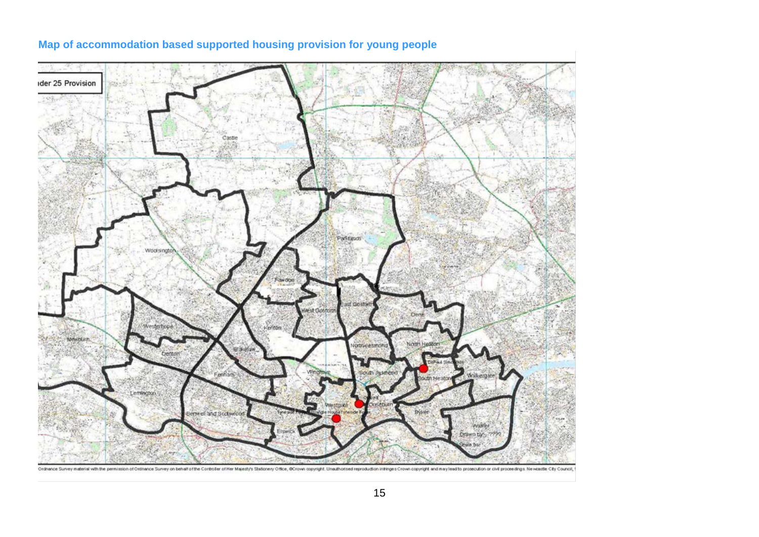## Map of accommodation based supported housing provision for young people

Under 25 Provision

Castle

Woolsington

Parklands

Fawdon

West Gosforth

East Gosforth

Dene

Westerhope

Kenton

Newburn

Denton

Blakelaw

North Jesmond

North Heaton

Dalton & Stocksfield

Fenham

Wingrove

South Jesmond

South Heaton

Walkergate

Lemington

Westgate

Ouseburn

Benwell and Scotswood

Byker

Elswick

Walker

Drawn by: ????

Ordnance Survey material with the permission of Ordnance Survey on behalf of the Controller of Her Majesty's Stationery Office, ©Crown copyright. Unauthorised reproduction infringes Crown copyright and may lead to prosecution or civil proceedings. Newcastle City Council,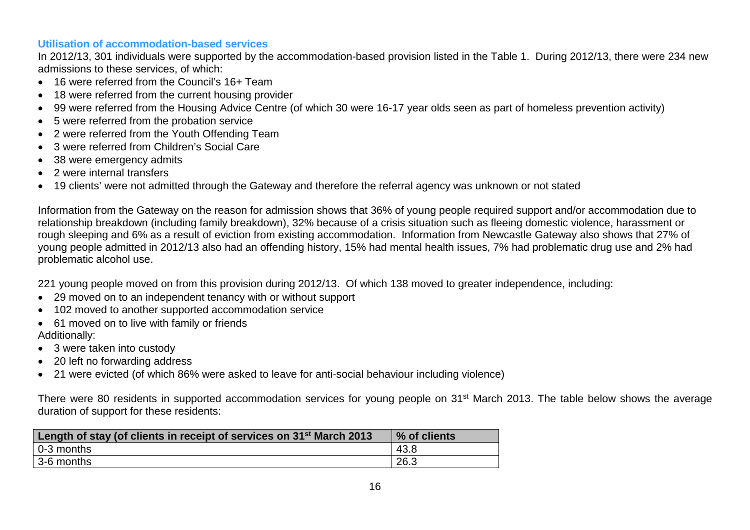### Utilisation of accommodation-based services

In 2012/13, 301 individuals were supported by the accommodation-based provision listed in the Table 1. During 2012/13, there were 234 new admissions to these services, of which:

- 16 were referred from the Council's 16+ Team
- 18 were referred from the current housing provider
- 99 were referred from the Housing Advice Centre (of which 30 were 16-17 year olds seen as part of homeless prevention activity)
- 5 were referred from the probation service
- 2 were referred from the Youth Offending Team
- 3 were referred from Children's Social Care
- 38 were emergency admits
- 2 were internal transfers
- 19 clients' were not admitted through the Gateway and therefore the referral agency was unknown or not stated

Information from the Gateway on the reason for admission shows that 36% of young people required support and/or accommodation due to relationship breakdown (including family breakdown), 32% because of a crisis situation such as fleeing domestic violence, harassment or rough sleeping and 6% as a result of eviction from existing accommodation. Information from Newcastle Gateway also shows that 27% of young people admitted in 2012/13 also had an offending history, 15% had mental health issues, 7% had problematic drug use and 2% had problematic alcohol use.

221 young people moved on from this provision during 2012/13. Of which 138 moved to greater independence, including:

- 29 moved on to an independent tenancy with or without support
- 102 moved to another supported accommodation service
- 61 moved on to live with family or friends

Additionally:

- 3 were taken into custody
- 20 left no forwarding address
- 21 were evicted (of which 86% were asked to leave for anti-social behaviour including violence)

There were 80 residents in supported accommodation services for young people on 31st March 2013. The table below shows the average duration of support for these residents:

| Length of stay (of clients in receipt of services on 31st March 2013 | % of clients |
|---|---|
| 0-3 months | 43.8 |
| 3-6 months | 26.3 |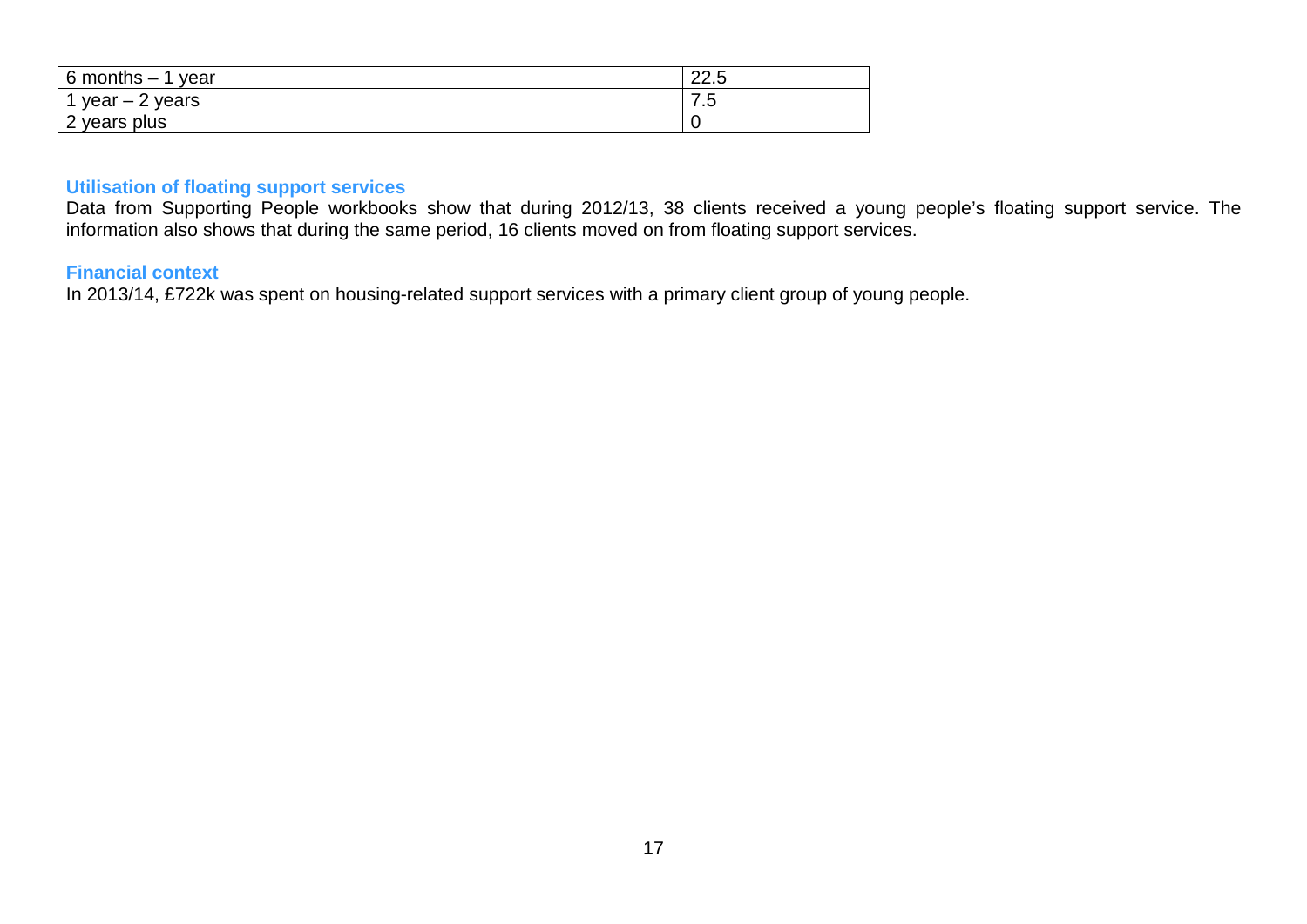| | |
|---|---|
| 6 months – 1 year | 22.5 |
| 1 year – 2 years | 7.5 |
| 2 years plus | 0 |

### Utilisation of floating support services

Data from Supporting People workbooks show that during 2012/13, 38 clients received a young people's floating support service. The information also shows that during the same period, 16 clients moved on from floating support services.

### Financial context

In 2013/14, £722k was spent on housing-related support services with a primary client group of young people.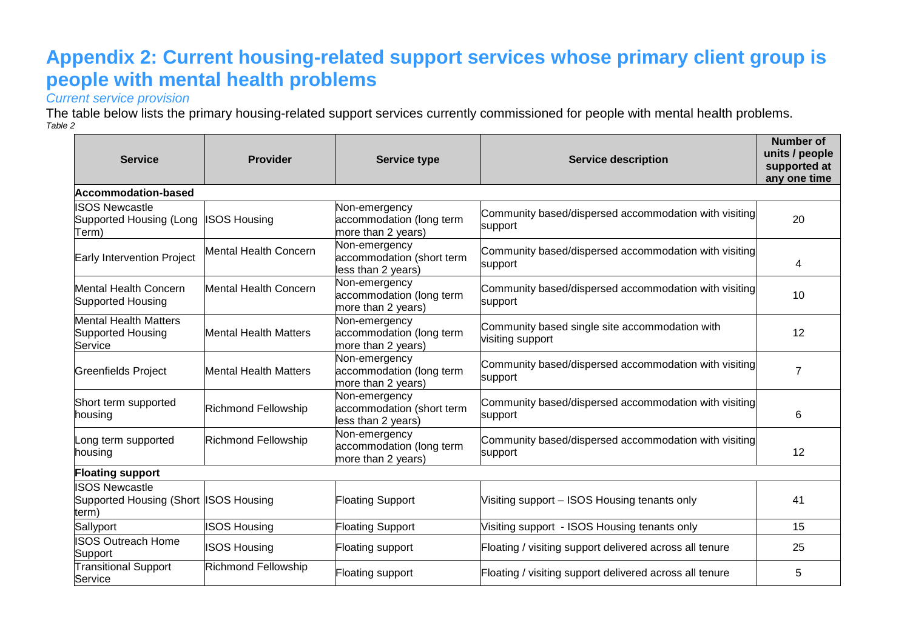# Appendix 2: Current housing-related support services whose primary client group is people with mental health problems

*Current service provision*

The table below lists the primary housing-related support services currently commissioned for people with mental health problems.

*Table 2*

| Service | Provider | Service type | Service description | Number of units / people supported at any one time |
|---|---|---|---|---|
| **Accommodation-based** | | | | |
| ISOS Newcastle Supported Housing (Long Term) | ISOS Housing | Non-emergency accommodation (long term more than 2 years) | Community based/dispersed accommodation with visiting support | 20 |
| Early Intervention Project | Mental Health Concern | Non-emergency accommodation (short term less than 2 years) | Community based/dispersed accommodation with visiting support | 4 |
| Mental Health Concern Supported Housing | Mental Health Concern | Non-emergency accommodation (long term more than 2 years) | Community based/dispersed accommodation with visiting support | 10 |
| Mental Health Matters Supported Housing Service | Mental Health Matters | Non-emergency accommodation (long term more than 2 years) | Community based single site accommodation with visiting support | 12 |
| Greenfields Project | Mental Health Matters | Non-emergency accommodation (long term more than 2 years) | Community based/dispersed accommodation with visiting support | 7 |
| Short term supported housing | Richmond Fellowship | Non-emergency accommodation (short term less than 2 years) | Community based/dispersed accommodation with visiting support | 6 |
| Long term supported housing | Richmond Fellowship | Non-emergency accommodation (long term more than 2 years) | Community based/dispersed accommodation with visiting support | 12 |
| **Floating support** | | | | |
| ISOS Newcastle Supported Housing (Short term) | ISOS Housing | Floating Support | Visiting support – ISOS Housing tenants only | 41 |
| Sallyport | ISOS Housing | Floating Support | Visiting support - ISOS Housing tenants only | 15 |
| ISOS Outreach Home Support | ISOS Housing | Floating support | Floating / visiting support delivered across all tenure | 25 |
| Transitional Support Service | Richmond Fellowship | Floating support | Floating / visiting support delivered across all tenure | 5 |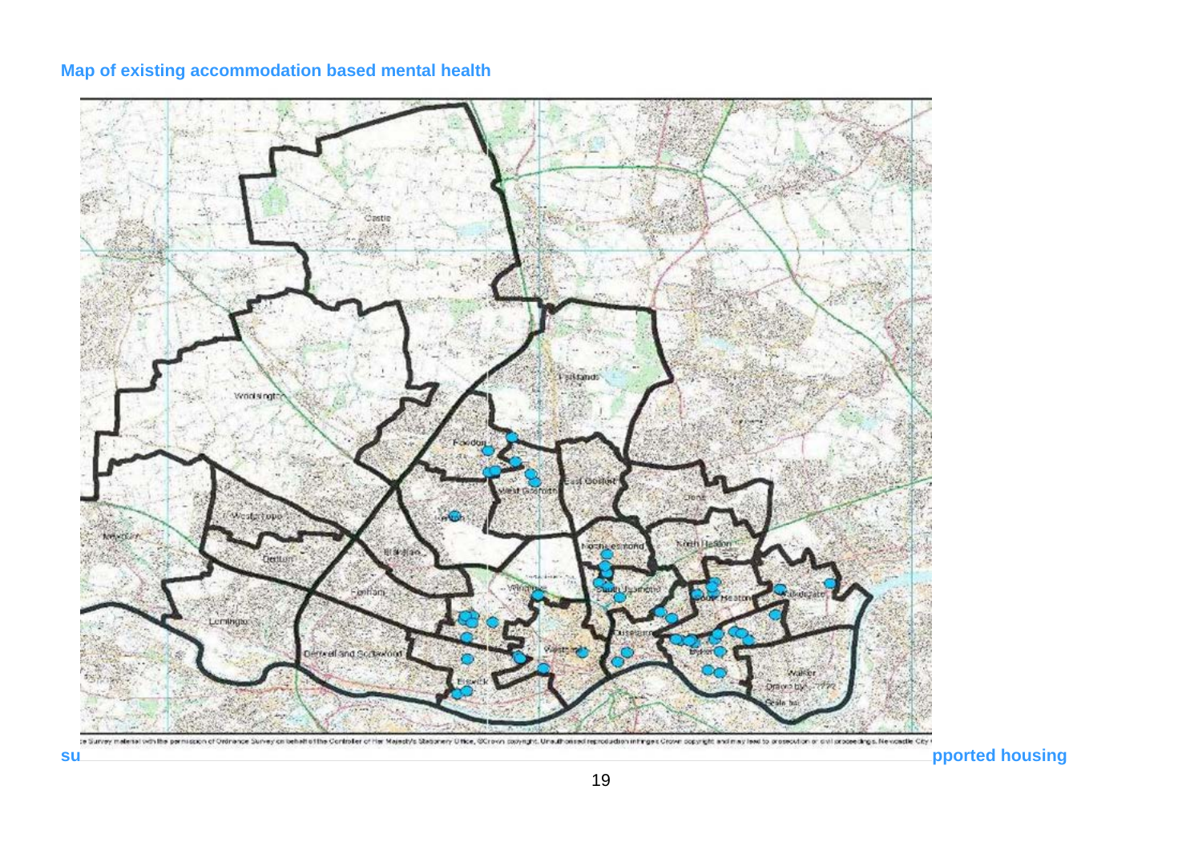**Map of existing accommodation based mental health supported housing**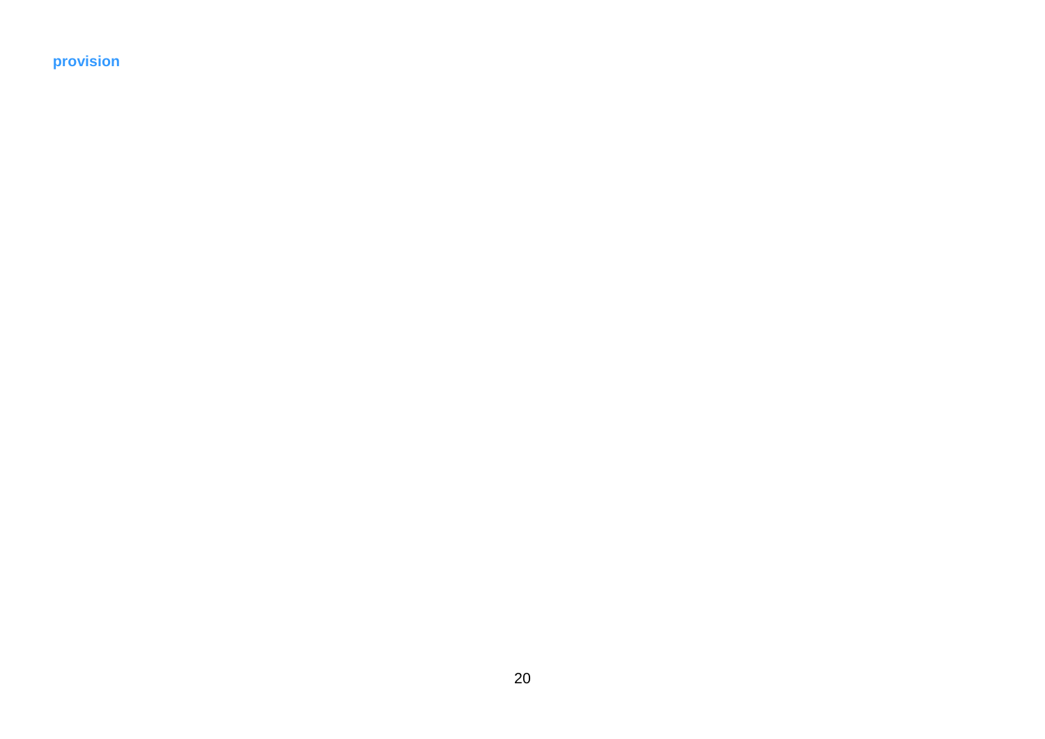**provision**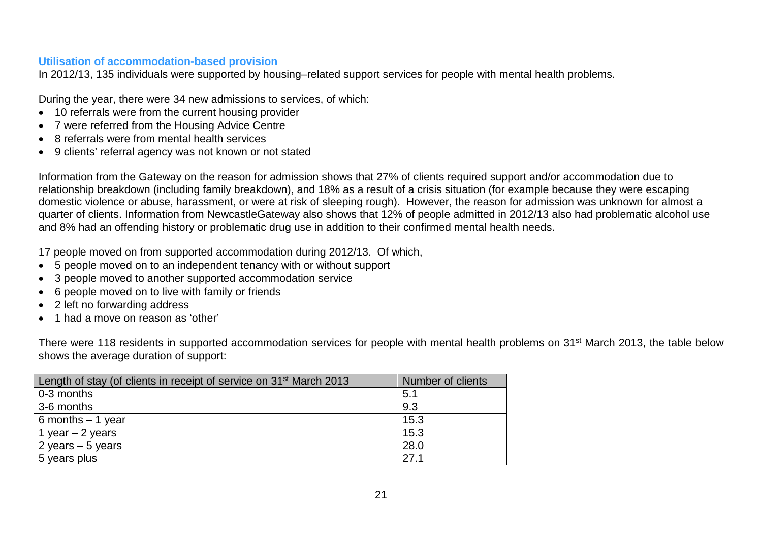### Utilisation of accommodation-based provision

In 2012/13, 135 individuals were supported by housing–related support services for people with mental health problems.

During the year, there were 34 new admissions to services, of which:

- 10 referrals were from the current housing provider
- 7 were referred from the Housing Advice Centre
- 8 referrals were from mental health services
- 9 clients' referral agency was not known or not stated

Information from the Gateway on the reason for admission shows that 27% of clients required support and/or accommodation due to relationship breakdown (including family breakdown), and 18% as a result of a crisis situation (for example because they were escaping domestic violence or abuse, harassment, or were at risk of sleeping rough). However, the reason for admission was unknown for almost a quarter of clients. Information from NewcastleGateway also shows that 12% of people admitted in 2012/13 also had problematic alcohol use and 8% had an offending history or problematic drug use in addition to their confirmed mental health needs.

17 people moved on from supported accommodation during 2012/13. Of which,

- 5 people moved on to an independent tenancy with or without support
- 3 people moved to another supported accommodation service
- 6 people moved on to live with family or friends
- 2 left no forwarding address
- 1 had a move on reason as 'other'

There were 118 residents in supported accommodation services for people with mental health problems on 31st March 2013, the table below shows the average duration of support:

| Length of stay (of clients in receipt of service on 31st March 2013 | Number of clients |
|---|---|
| 0-3 months | 5.1 |
| 3-6 months | 9.3 |
| 6 months – 1 year | 15.3 |
| 1 year – 2 years | 15.3 |
| 2 years – 5 years | 28.0 |
| 5 years plus | 27.1 |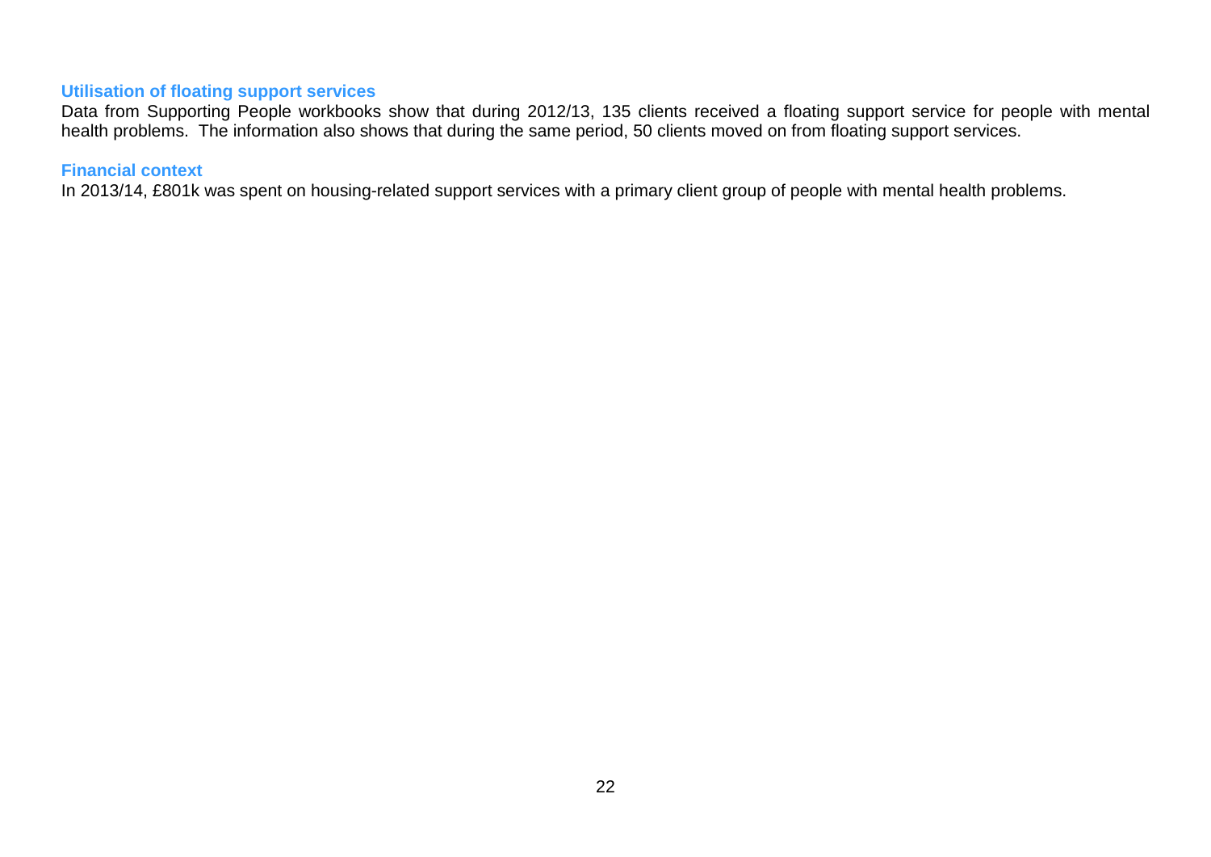### Utilisation of floating support services

Data from Supporting People workbooks show that during 2012/13, 135 clients received a floating support service for people with mental health problems. The information also shows that during the same period, 50 clients moved on from floating support services.

### Financial context

In 2013/14, £801k was spent on housing-related support services with a primary client group of people with mental health problems.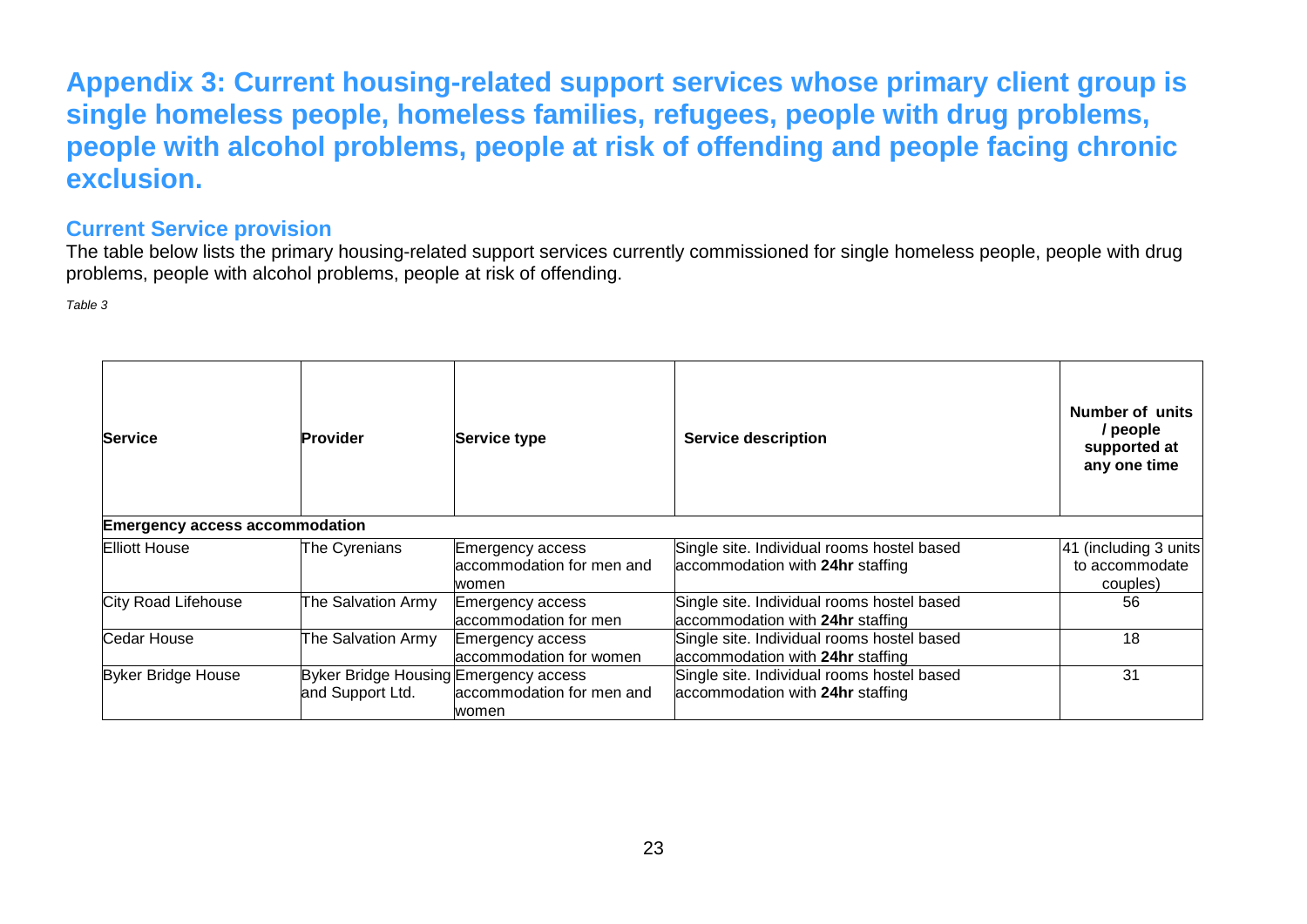# Appendix 3: Current housing-related support services whose primary client group is single homeless people, homeless families, refugees, people with drug problems, people with alcohol problems, people at risk of offending and people facing chronic exclusion.

## Current Service provision

The table below lists the primary housing-related support services currently commissioned for single homeless people, people with drug problems, people with alcohol problems, people at risk of offending.

*Table 3*

| Service | Provider | Service type | Service description | Number of units / people supported at any one time |
|---|---|---|---|---|
| **Emergency access accommodation** | | | | |
| Elliott House | The Cyrenians | Emergency access accommodation for men and women | Single site. Individual rooms hostel based accommodation with **24hr** staffing | 41 (including 3 units to accommodate couples) |
| City Road Lifehouse | The Salvation Army | Emergency access accommodation for men | Single site. Individual rooms hostel based accommodation with **24hr** staffing | 56 |
| Cedar House | The Salvation Army | Emergency access accommodation for women | Single site. Individual rooms hostel based accommodation with **24hr** staffing | 18 |
| Byker Bridge House | Byker Bridge Housing and Support Ltd. | Emergency access accommodation for men and women | Single site. Individual rooms hostel based accommodation with **24hr** staffing | 31 |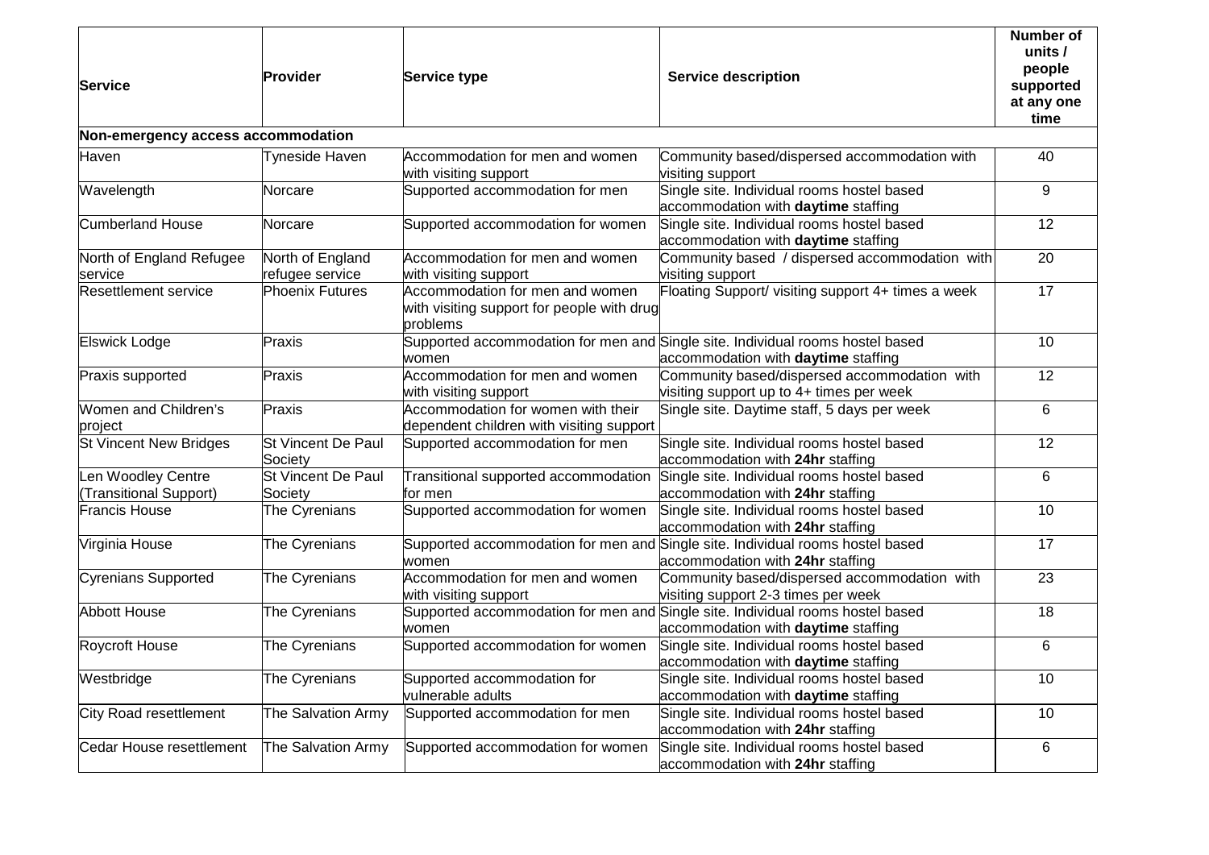| Service | Provider | Service type | Service description | Number of units / people supported at any one time |
|---|---|---|---|---|
| **Non-emergency access accommodation** | | | | |
| Haven | Tyneside Haven | Accommodation for men and women with visiting support | Community based/dispersed accommodation with visiting support | 40 |
| Wavelength | Norcare | Supported accommodation for men | Single site. Individual rooms hostel based accommodation with **daytime** staffing | 9 |
| Cumberland House | Norcare | Supported accommodation for women | Single site. Individual rooms hostel based accommodation with **daytime** staffing | 12 |
| North of England Refugee service | North of England refugee service | Accommodation for men and women with visiting support | Community based / dispersed accommodation with visiting support | 20 |
| Resettlement service | Phoenix Futures | Accommodation for men and women with visiting support for people with drug problems | Floating Support/ visiting support 4+ times a week | 17 |
| Elswick Lodge | Praxis | Supported accommodation for men and women | Single site. Individual rooms hostel based accommodation with **daytime** staffing | 10 |
| Praxis supported | Praxis | Accommodation for men and women with visiting support | Community based/dispersed accommodation with visiting support up to 4+ times per week | 12 |
| Women and Children's project | Praxis | Accommodation for women with their dependent children with visiting support | Single site. Daytime staff, 5 days per week | 6 |
| St Vincent New Bridges | St Vincent De Paul Society | Supported accommodation for men | Single site. Individual rooms hostel based accommodation with **24hr** staffing | 12 |
| Len Woodley Centre (Transitional Support) | St Vincent De Paul Society | Transitional supported accommodation for men | Single site. Individual rooms hostel based accommodation with **24hr** staffing | 6 |
| Francis House | The Cyrenians | Supported accommodation for women | Single site. Individual rooms hostel based accommodation with **24hr** staffing | 10 |
| Virginia House | The Cyrenians | Supported accommodation for men and women | Single site. Individual rooms hostel based accommodation with **24hr** staffing | 17 |
| Cyrenians Supported | The Cyrenians | Accommodation for men and women with visiting support | Community based/dispersed accommodation with visiting support 2-3 times per week | 23 |
| Abbott House | The Cyrenians | Supported accommodation for men and women | Single site. Individual rooms hostel based accommodation with **daytime** staffing | 18 |
| Roycroft House | The Cyrenians | Supported accommodation for women | Single site. Individual rooms hostel based accommodation with **daytime** staffing | 6 |
| Westbridge | The Cyrenians | Supported accommodation for vulnerable adults | Single site. Individual rooms hostel based accommodation with **daytime** staffing | 10 |
| City Road resettlement | The Salvation Army | Supported accommodation for men | Single site. Individual rooms hostel based accommodation with **24hr** staffing | 10 |
| Cedar House resettlement | The Salvation Army | Supported accommodation for women | Single site. Individual rooms hostel based accommodation with **24hr** staffing | 6 |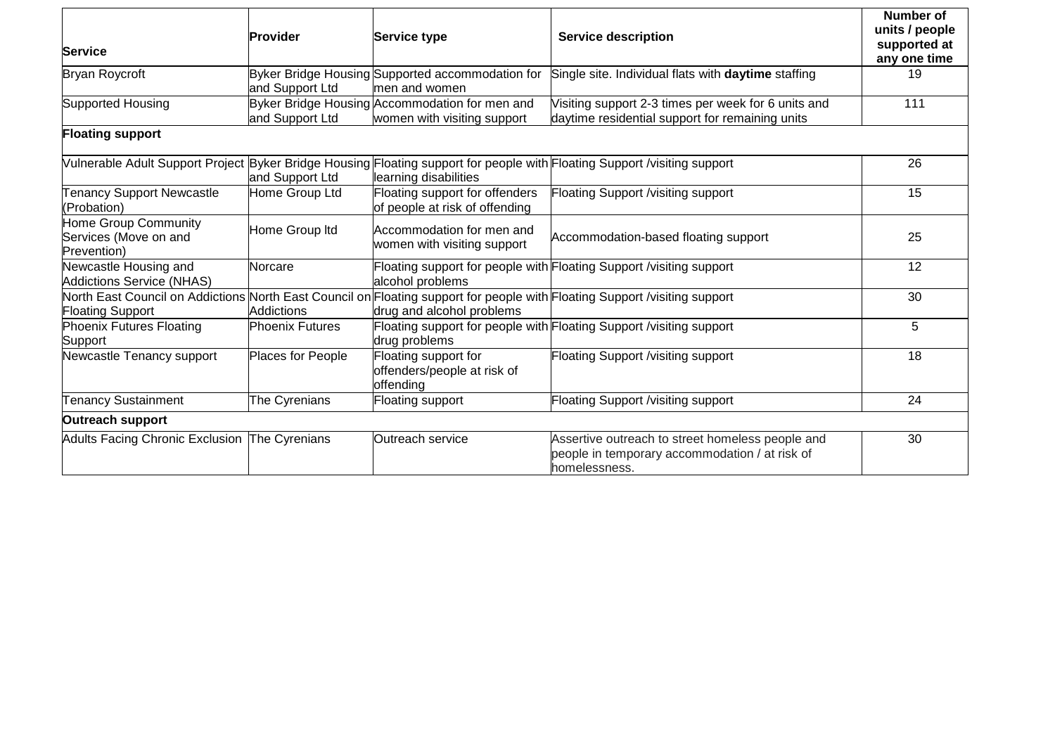| Service | Provider | Service type | Service description | Number of units / people supported at any one time |
|---|---|---|---|---|
| Bryan Roycroft | Byker Bridge Housing and Support Ltd | Supported accommodation for men and women | Single site. Individual flats with **daytime** staffing | 19 |
| Supported Housing | Byker Bridge Housing and Support Ltd | Accommodation for men and women with visiting support | Visiting support 2-3 times per week for 6 units and daytime residential support for remaining units | 111 |
| **Floating support** | | | | |
| Vulnerable Adult Support Project | Byker Bridge Housing and Support Ltd | Floating support for people with learning disabilities | Floating Support /visiting support | 26 |
| Tenancy Support Newcastle (Probation) | Home Group Ltd | Floating support for offenders of people at risk of offending | Floating Support /visiting support | 15 |
| Home Group Community Services (Move on and Prevention) | Home Group ltd | Accommodation for men and women with visiting support | Accommodation-based floating support | 25 |
| Newcastle Housing and Addictions Service (NHAS) | Norcare | Floating support for people with alcohol problems | Floating Support /visiting support | 12 |
| North East Council on Addictions Floating Support | North East Council on Addictions | Floating support for people with drug and alcohol problems | Floating Support /visiting support | 30 |
| Phoenix Futures Floating Support | Phoenix Futures | Floating support for people with drug problems | Floating Support /visiting support | 5 |
| Newcastle Tenancy support | Places for People | Floating support for offenders/people at risk of offending | Floating Support /visiting support | 18 |
| Tenancy Sustainment | The Cyrenians | Floating support | Floating Support /visiting support | 24 |
| **Outreach support** | | | | |
| Adults Facing Chronic Exclusion | The Cyrenians | Outreach service | Assertive outreach to street homeless people and people in temporary accommodation / at risk of homelessness. | 30 |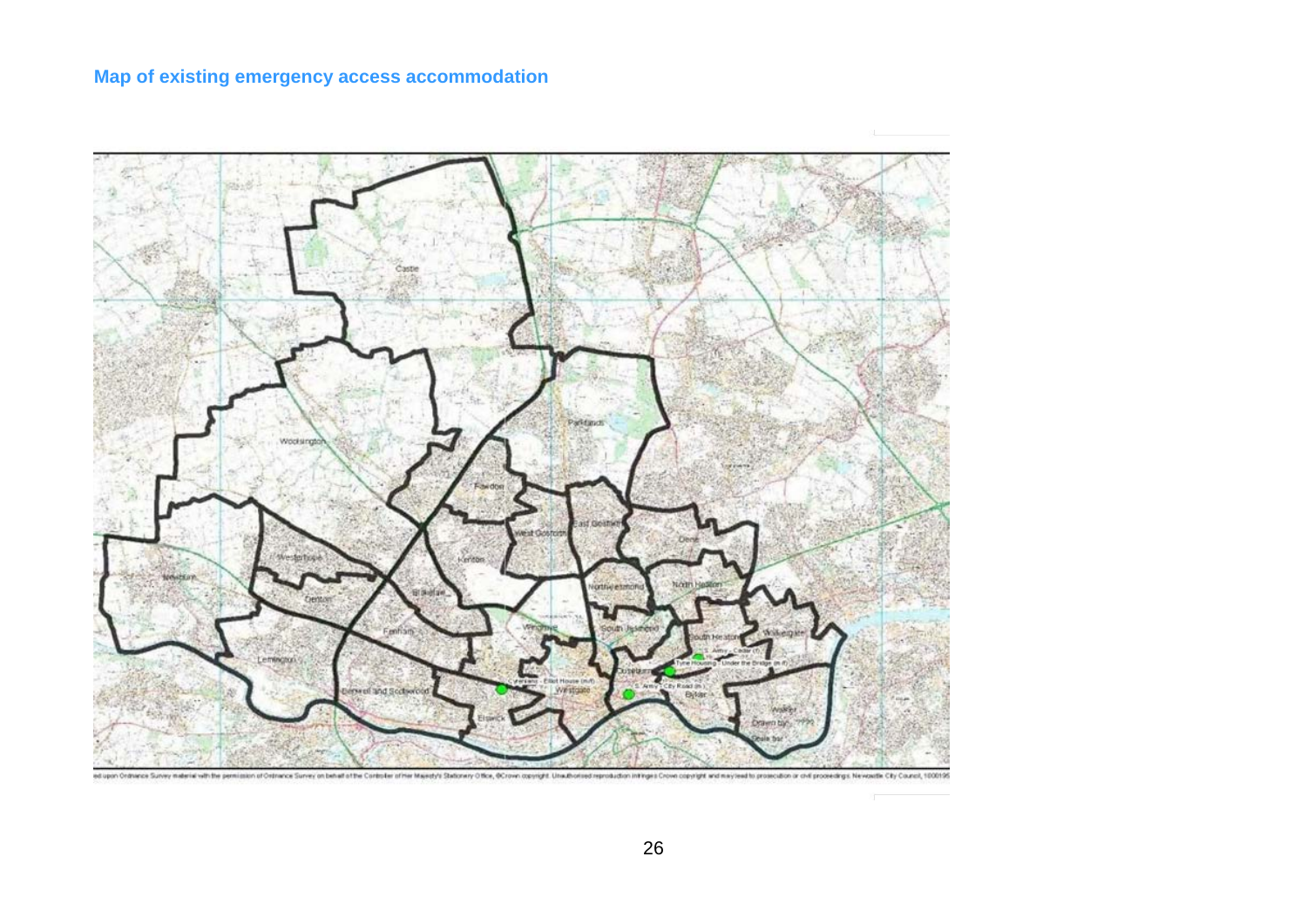## Map of existing emergency access accommodation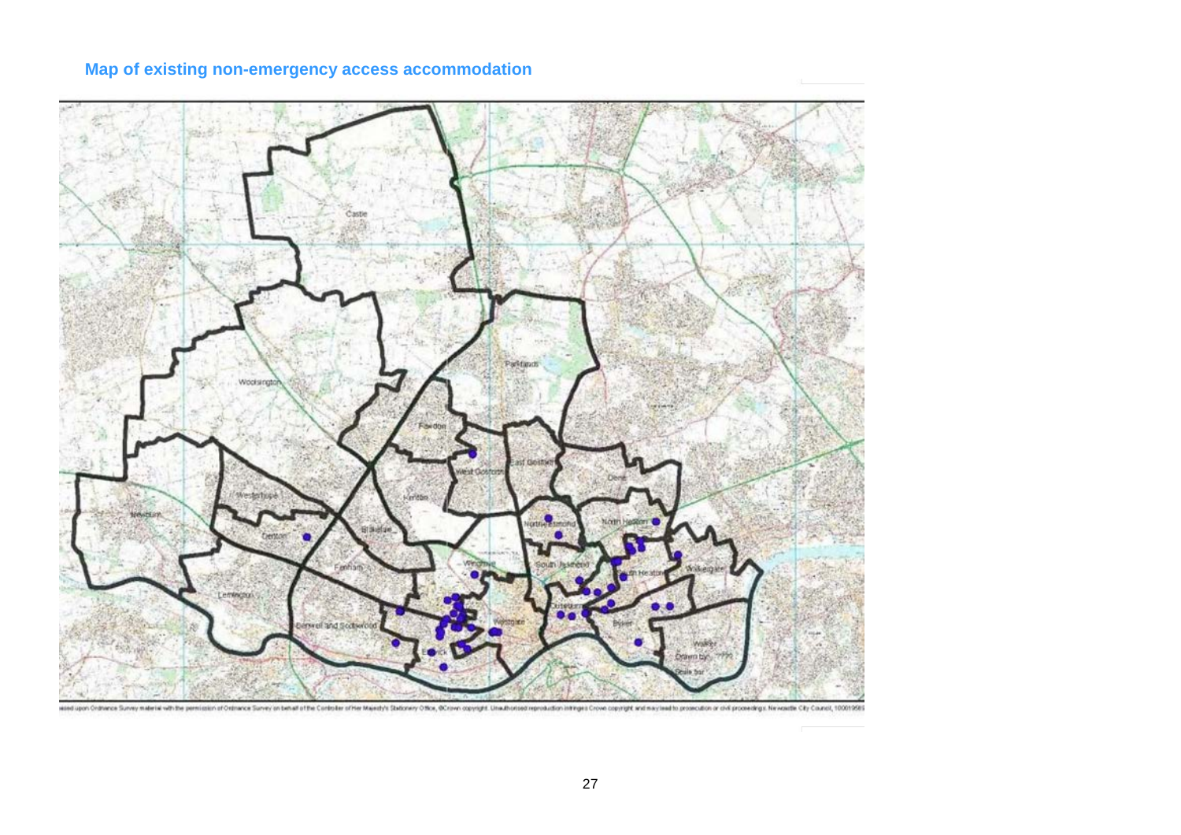## Map of existing non-emergency access accommodation

Based upon Ordnance Survey material with the permission of Ordnance Survey on behalf of the Controller of Her Majesty's Stationery Office, ©Crown copyright. Unauthorised reproduction infringes Crown copyright and may lead to prosecution or civil proceedings. Newcastle City Council, 10001958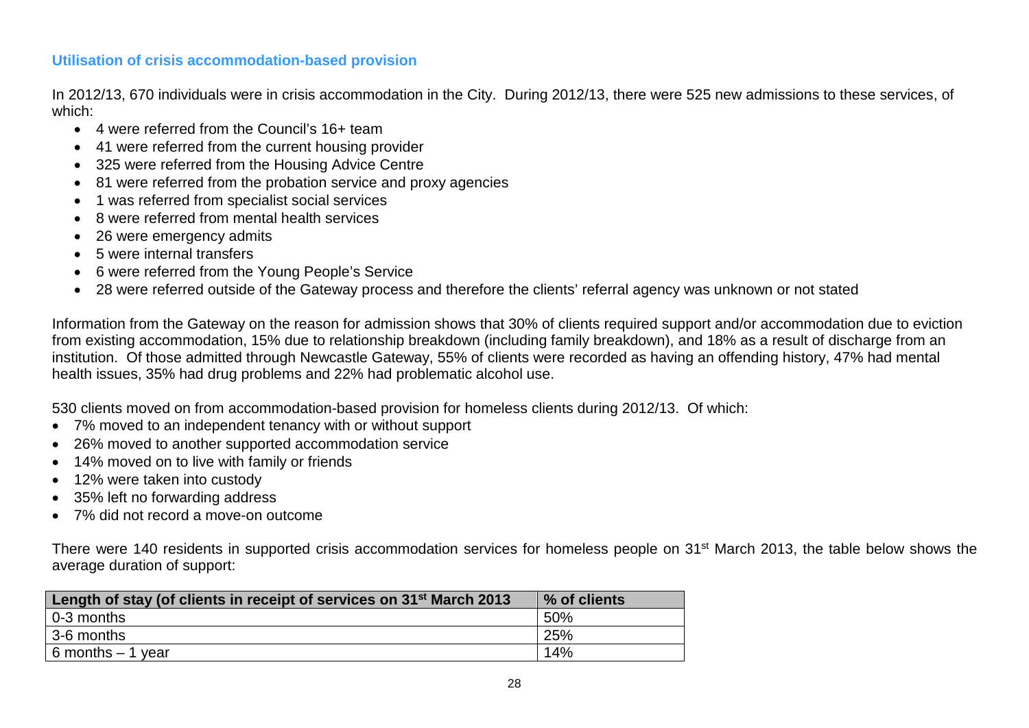### Utilisation of crisis accommodation-based provision

In 2012/13, 670 individuals were in crisis accommodation in the City. During 2012/13, there were 525 new admissions to these services, of which:

- 4 were referred from the Council's 16+ team
- 41 were referred from the current housing provider
- 325 were referred from the Housing Advice Centre
- 81 were referred from the probation service and proxy agencies
- 1 was referred from specialist social services
- 8 were referred from mental health services
- 26 were emergency admits
- 5 were internal transfers
- 6 were referred from the Young People's Service
- 28 were referred outside of the Gateway process and therefore the clients' referral agency was unknown or not stated

Information from the Gateway on the reason for admission shows that 30% of clients required support and/or accommodation due to eviction from existing accommodation, 15% due to relationship breakdown (including family breakdown), and 18% as a result of discharge from an institution. Of those admitted through Newcastle Gateway, 55% of clients were recorded as having an offending history, 47% had mental health issues, 35% had drug problems and 22% had problematic alcohol use.

530 clients moved on from accommodation-based provision for homeless clients during 2012/13. Of which:

- 7% moved to an independent tenancy with or without support
- 26% moved to another supported accommodation service
- 14% moved on to live with family or friends
- 12% were taken into custody
- 35% left no forwarding address
- 7% did not record a move-on outcome

There were 140 residents in supported crisis accommodation services for homeless people on 31st March 2013, the table below shows the average duration of support:

| Length of stay (of clients in receipt of services on 31st March 2013 | % of clients |
|---|---|
| 0-3 months | 50% |
| 3-6 months | 25% |
| 6 months – 1 year | 14% |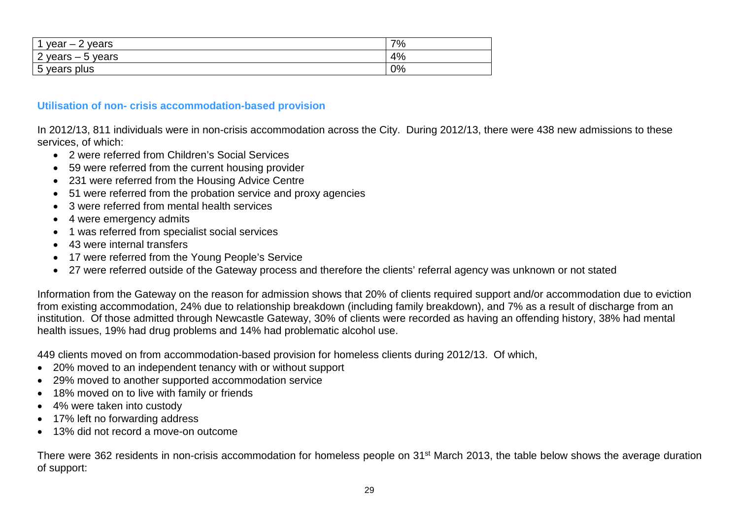| 1 year – 2 years | 7% |
|---|---|
| 2 years – 5 years | 4% |
| 5 years plus | 0% |

### Utilisation of non- crisis accommodation-based provision

In 2012/13, 811 individuals were in non-crisis accommodation across the City. During 2012/13, there were 438 new admissions to these services, of which:

- 2 were referred from Children's Social Services
- 59 were referred from the current housing provider
- 231 were referred from the Housing Advice Centre
- 51 were referred from the probation service and proxy agencies
- 3 were referred from mental health services
- 4 were emergency admits
- 1 was referred from specialist social services
- 43 were internal transfers
- 17 were referred from the Young People's Service
- 27 were referred outside of the Gateway process and therefore the clients' referral agency was unknown or not stated

Information from the Gateway on the reason for admission shows that 20% of clients required support and/or accommodation due to eviction from existing accommodation, 24% due to relationship breakdown (including family breakdown), and 7% as a result of discharge from an institution. Of those admitted through Newcastle Gateway, 30% of clients were recorded as having an offending history, 38% had mental health issues, 19% had drug problems and 14% had problematic alcohol use.

449 clients moved on from accommodation-based provision for homeless clients during 2012/13. Of which,

- 20% moved to an independent tenancy with or without support
- 29% moved to another supported accommodation service
- 18% moved on to live with family or friends
- 4% were taken into custody
- 17% left no forwarding address
- 13% did not record a move-on outcome

There were 362 residents in non-crisis accommodation for homeless people on 31st March 2013, the table below shows the average duration of support: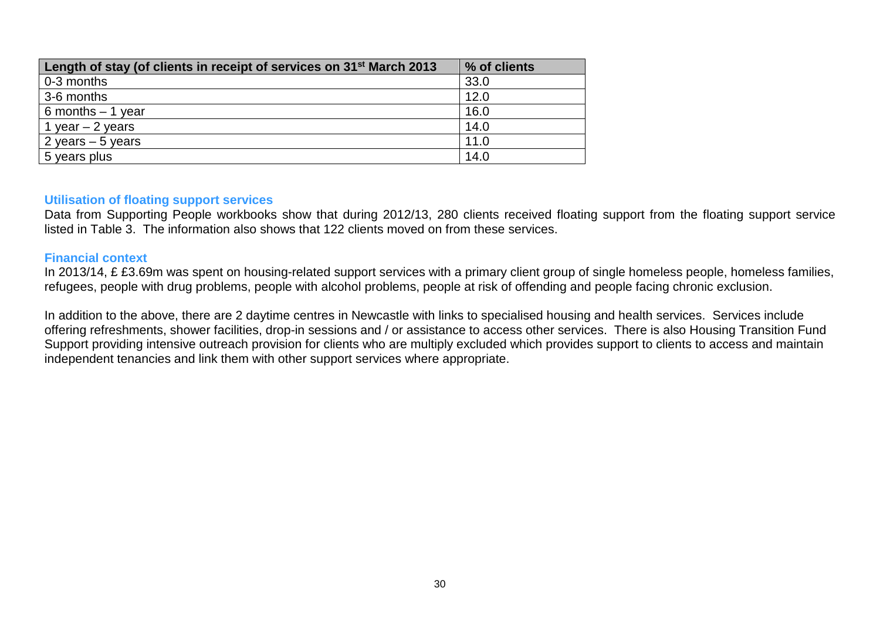| Length of stay (of clients in receipt of services on 31st March 2013 | % of clients |
|---|---|
| 0-3 months | 33.0 |
| 3-6 months | 12.0 |
| 6 months – 1 year | 16.0 |
| 1 year – 2 years | 14.0 |
| 2 years – 5 years | 11.0 |
| 5 years plus | 14.0 |

### Utilisation of floating support services

Data from Supporting People workbooks show that during 2012/13, 280 clients received floating support from the floating support service listed in Table 3. The information also shows that 122 clients moved on from these services.

### Financial context

In 2013/14, £ £3.69m was spent on housing-related support services with a primary client group of single homeless people, homeless families, refugees, people with drug problems, people with alcohol problems, people at risk of offending and people facing chronic exclusion.

In addition to the above, there are 2 daytime centres in Newcastle with links to specialised housing and health services. Services include offering refreshments, shower facilities, drop-in sessions and / or assistance to access other services. There is also Housing Transition Fund Support providing intensive outreach provision for clients who are multiply excluded which provides support to clients to access and maintain independent tenancies and link them with other support services where appropriate.